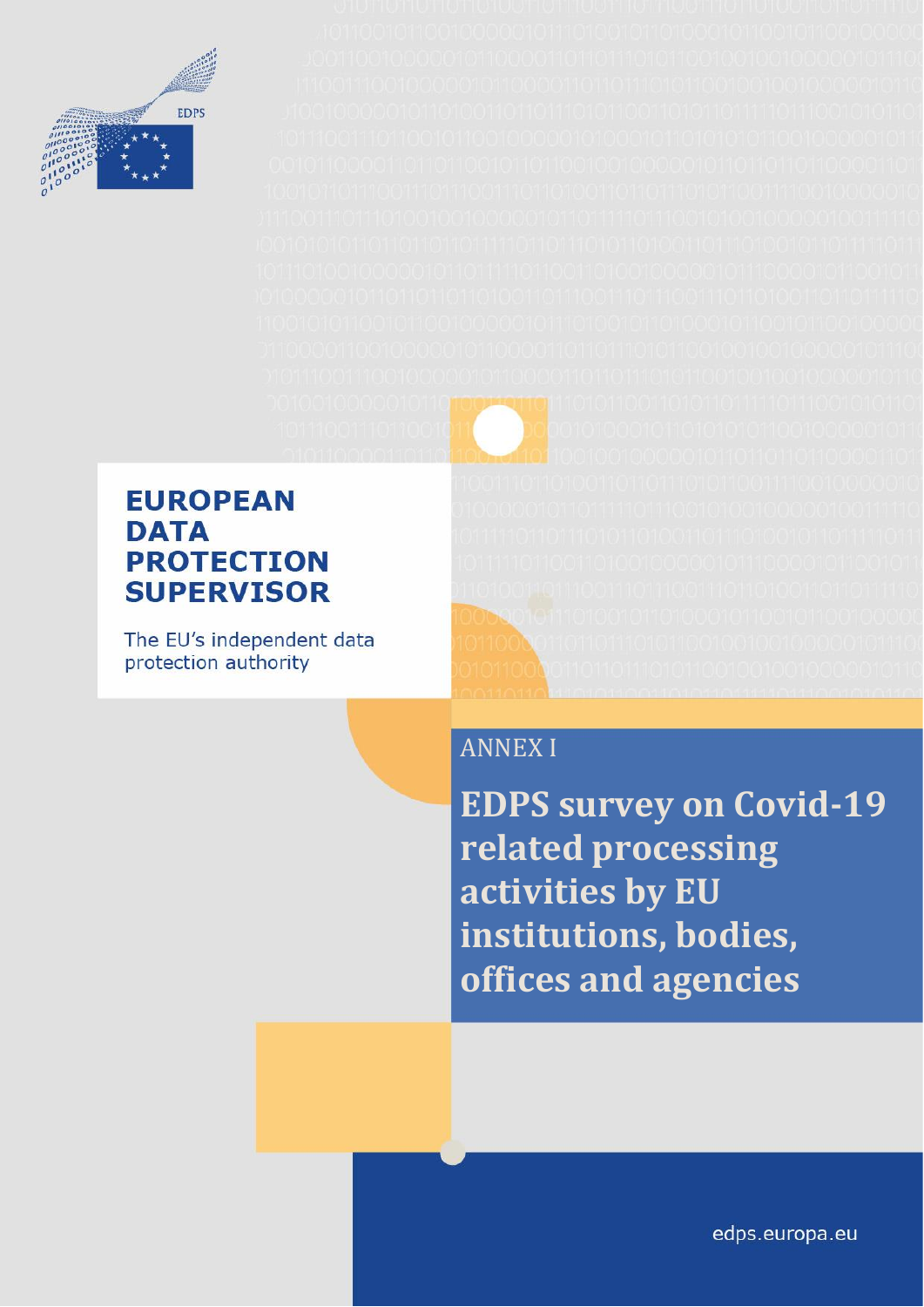EDPS

# EUROPEAN DATA PROTECTION SUPERVISOR

The EU's independent data protection authority

ANNEX I

## EDPS survey on Covid-19 related processing activities by EU institutions, bodies, offices and agencies

edps.europa.eu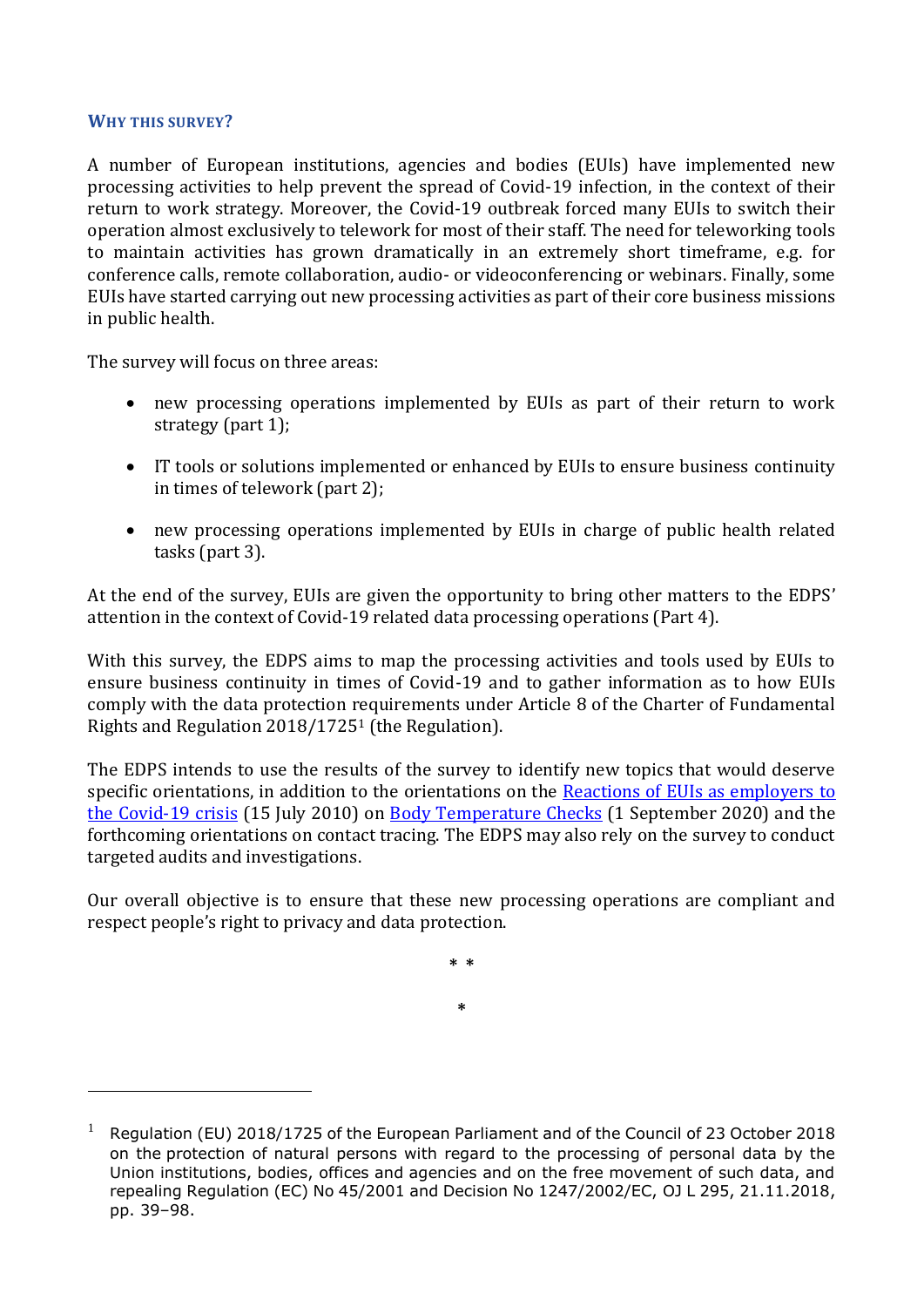### WHY THIS SURVEY?

A number of European institutions, agencies and bodies (EUIs) have implemented new processing activities to help prevent the spread of Covid-19 infection, in the context of their return to work strategy. Moreover, the Covid-19 outbreak forced many EUIs to switch their operation almost exclusively to telework for most of their staff. The need for teleworking tools to maintain activities has grown dramatically in an extremely short timeframe, e.g. for conference calls, remote collaboration, audio- or videoconferencing or webinars. Finally, some EUIs have started carrying out new processing activities as part of their core business missions in public health.

The survey will focus on three areas:

- new processing operations implemented by EUIs as part of their return to work strategy (part 1);
- IT tools or solutions implemented or enhanced by EUIs to ensure business continuity in times of telework (part 2);
- new processing operations implemented by EUIs in charge of public health related tasks (part 3).

At the end of the survey, EUIs are given the opportunity to bring other matters to the EDPS' attention in the context of Covid-19 related data processing operations (Part 4).

With this survey, the EDPS aims to map the processing activities and tools used by EUIs to ensure business continuity in times of Covid-19 and to gather information as to how EUIs comply with the data protection requirements under Article 8 of the Charter of Fundamental Rights and Regulation 2018/1725[1] (the Regulation).

The EDPS intends to use the results of the survey to identify new topics that would deserve specific orientations, in addition to the orientations on the [Reactions of EUIs as employers to the Covid-19 crisis]() (15 July 2010) on [Body Temperature Checks]() (1 September 2020) and the forthcoming orientations on contact tracing. The EDPS may also rely on the survey to conduct targeted audits and investigations.

Our overall objective is to ensure that these new processing operations are compliant and respect people's right to privacy and data protection.

\* \*

\*

---

[1] Regulation (EU) 2018/1725 of the European Parliament and of the Council of 23 October 2018 on the protection of natural persons with regard to the processing of personal data by the Union institutions, bodies, offices and agencies and on the free movement of such data, and repealing Regulation (EC) No 45/2001 and Decision No 1247/2002/EC, OJ L 295, 21.11.2018, pp. 39–98.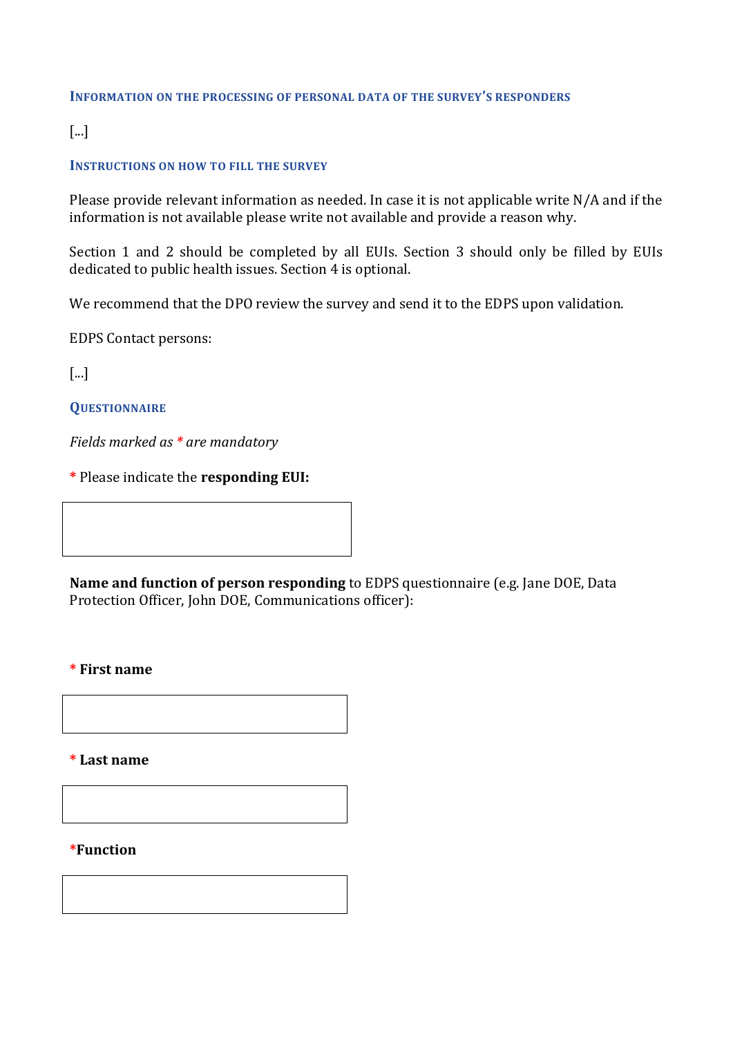### Information on the processing of personal data of the survey's responders

[...]

### Instructions on how to fill the survey

Please provide relevant information as needed. In case it is not applicable write N/A and if the information is not available please write not available and provide a reason why.

Section 1 and 2 should be completed by all EUIs. Section 3 should only be filled by EUIs dedicated to public health issues. Section 4 is optional.

We recommend that the DPO review the survey and send it to the EDPS upon validation.

EDPS Contact persons:

[...]

### Questionnaire

*Fields marked as * are mandatory*

* Please indicate the **responding EUI:**

**Name and function of person responding** to EDPS questionnaire (e.g. Jane DOE, Data Protection Officer, John DOE, Communications officer):

* **First name**

* **Last name**

***Function**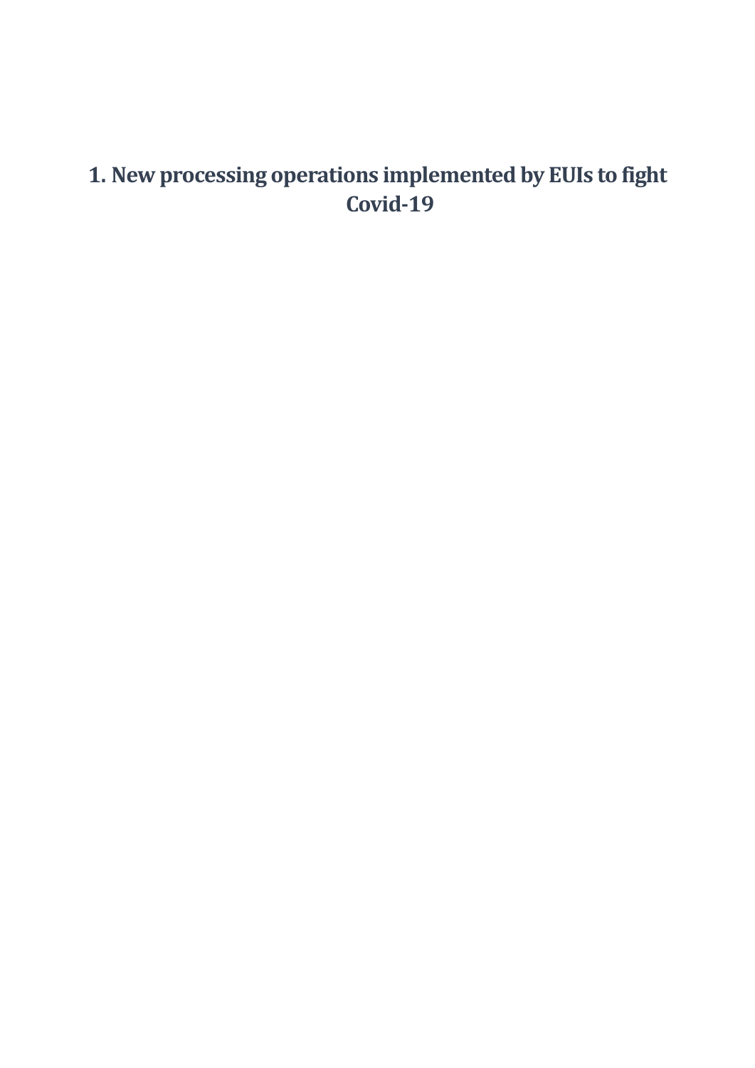# 1. New processing operations implemented by EUIs to fight Covid-19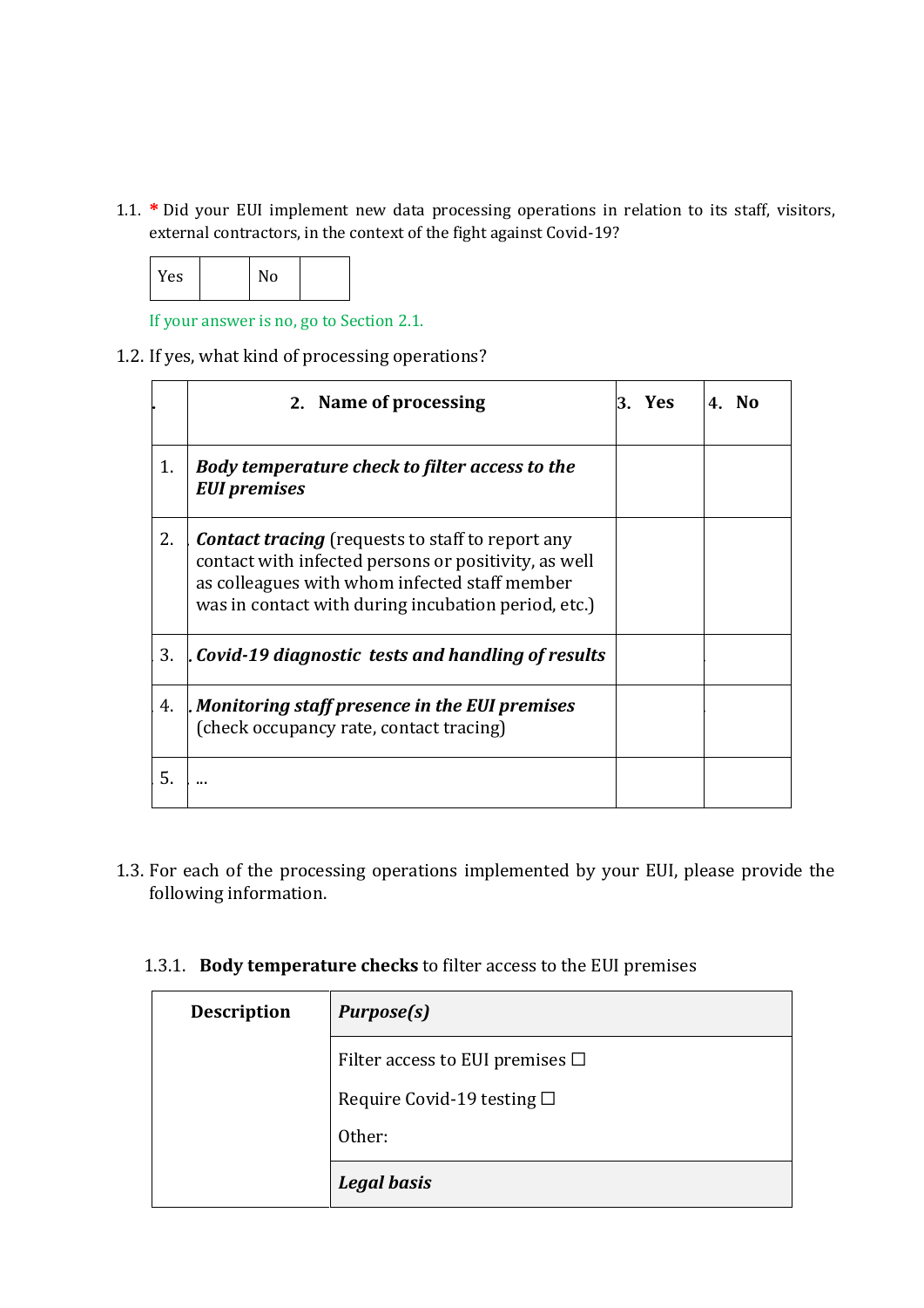1.1. **\*** Did your EUI implement new data processing operations in relation to its staff, visitors, external contractors, in the context of the fight against Covid-19?

| Yes | | No | |
|---|---|---|---|

If your answer is no, go to Section 2.1.

1.2. If yes, what kind of processing operations?

| . | 2. **Name of processing** | 3. **Yes** | 4. **No** |
|---|---|---|---|
| 1. | ***Body temperature check to filter access to the EUI premises*** | | |
| 2. | ***Contact tracing*** (requests to staff to report any contact with infected persons or positivity, as well as colleagues with whom infected staff member was in contact with during incubation period, etc.) | | |
| 3. | ***Covid-19 diagnostic tests and handling of results*** | | |
| 4. | ***Monitoring staff presence in the EUI premises*** (check occupancy rate, contact tracing) | | |
| 5. | ... | | |

1.3. For each of the processing operations implemented by your EUI, please provide the following information.

1.3.1. **Body temperature checks** to filter access to the EUI premises

| **Description** | ***Purpose(s)*** |
|---|---|
| | Filter access to EUI premises ☐<br><br>Require Covid-19 testing ☐<br><br>Other: |
| | ***Legal basis*** |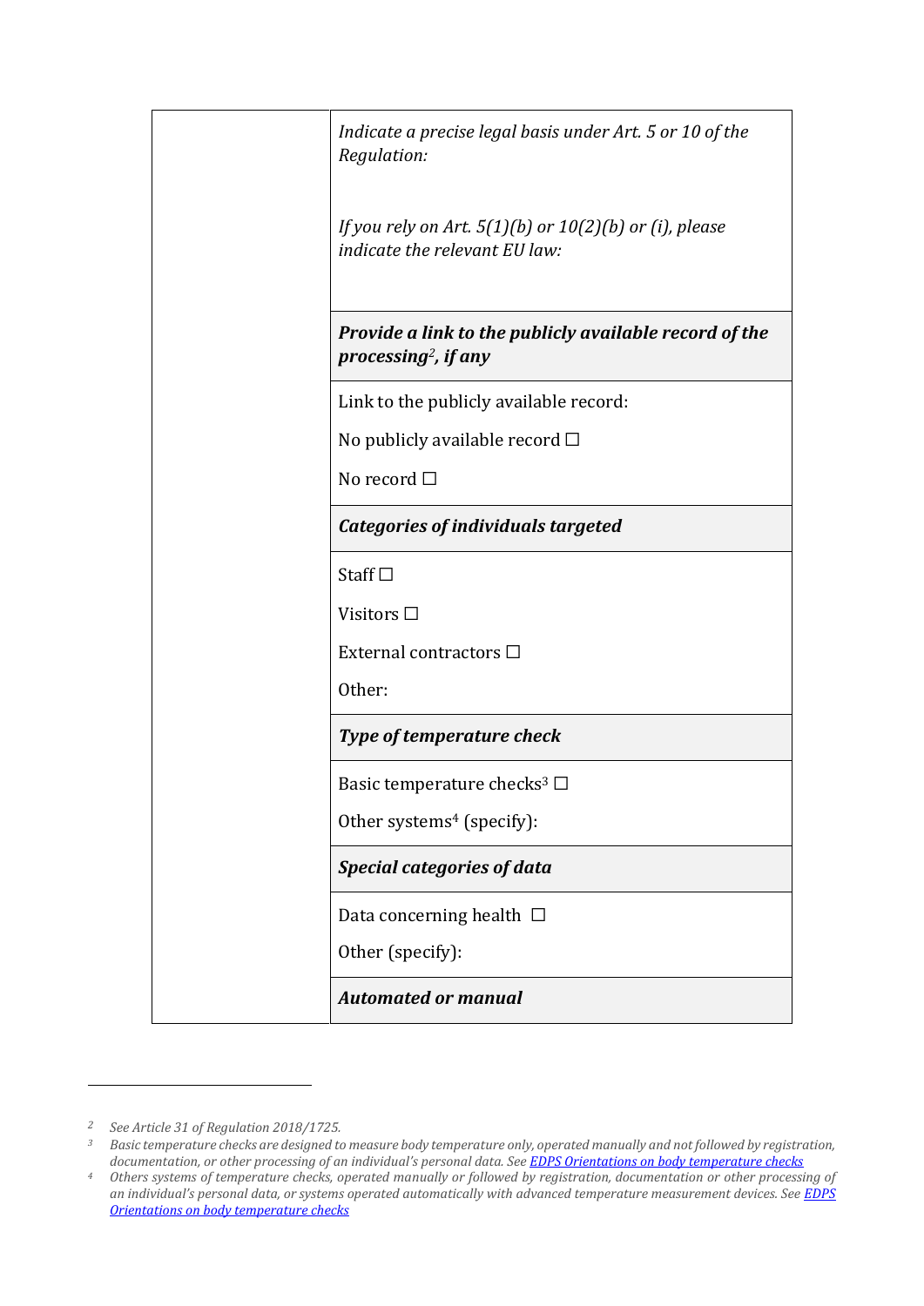| | |
|---|---|
| | *Indicate a precise legal basis under Art. 5 or 10 of the Regulation:*<br><br>*If you rely on Art. 5(1)(b) or 10(2)(b) or (i), please indicate the relevant EU law:* |
| | ***Provide a link to the publicly available record of the processing[2], if any*** |
| | Link to the publicly available record:<br><br>No publicly available record ☐<br><br>No record ☐ |
| | ***Categories of individuals targeted*** |
| | Staff ☐<br><br>Visitors ☐<br><br>External contractors ☐<br><br>Other: |
| | ***Type of temperature check*** |
| | Basic temperature checks[3] ☐<br><br>Other systems[4] (specify): |
| | ***Special categories of data*** |
| | Data concerning health ☐<br><br>Other (specify): |
| | ***Automated or manual*** |

---

[2] *See Article 31 of Regulation 2018/1725.*

[3] *Basic temperature checks are designed to measure body temperature only, operated manually and not followed by registration, documentation, or other processing of an individual's personal data. See [EDPS Orientations on body temperature checks]()*

[4] *Others systems of temperature checks, operated manually or followed by registration, documentation or other processing of an individual's personal data, or systems operated automatically with advanced temperature measurement devices. See [EDPS Orientations on body temperature checks]()*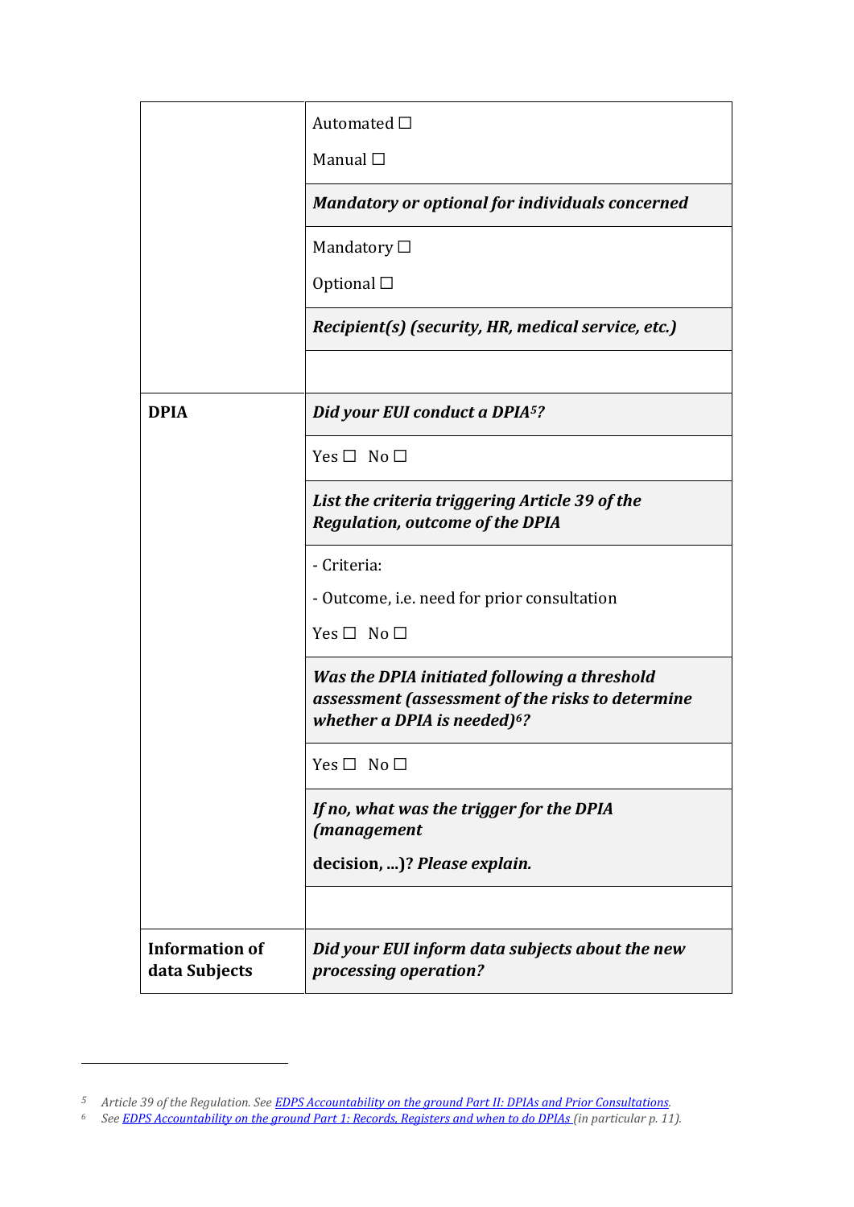| | |
|---|---|
| | Automated ☐<br><br>Manual ☐ |
| | ***Mandatory or optional for individuals concerned*** |
| | Mandatory ☐<br><br>Optional ☐ |
| | ***Recipient(s) (security, HR, medical service, etc.)*** |
| | |
| **DPIA** | ***Did your EUI conduct a DPIA[5]?*** |
| | Yes ☐ No ☐ |
| | ***List the criteria triggering Article 39 of the Regulation, outcome of the DPIA*** |
| | - Criteria:<br><br>- Outcome, i.e. need for prior consultation<br><br>Yes ☐ No ☐ |
| | ***Was the DPIA initiated following a threshold assessment (assessment of the risks to determine whether a DPIA is needed)[6]?*** |
| | Yes ☐ No ☐ |
| | ***If no, what was the trigger for the DPIA (management*** <br><br>**decision, ...)?** ***Please explain.*** |
| | |
| **Information of data Subjects** | ***Did your EUI inform data subjects about the new processing operation?*** |

[5] *Article 39 of the Regulation. See [EDPS Accountability on the ground Part II: DPIAs and Prior Consultations](EDPS Accountability on the ground Part II: DPIAs and Prior Consultations).*

[6] *See [EDPS Accountability on the ground Part 1: Records, Registers and when to do DPIAs](EDPS Accountability on the ground Part 1: Records, Registers and when to do DPIAs) (in particular p. 11).*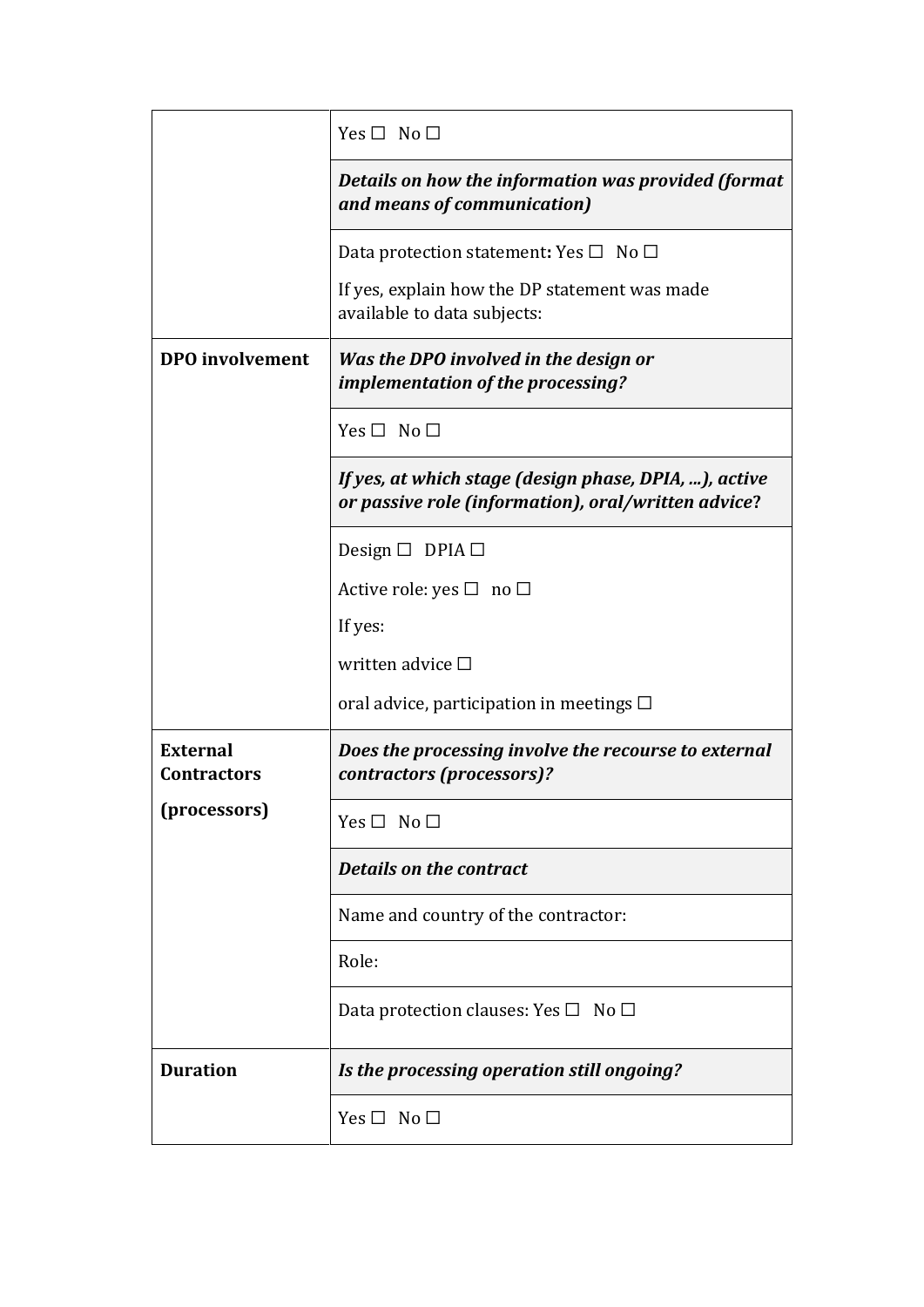| | |
|---|---|
| | Yes ☐ No ☐ |
| | ***Details on how the information was provided (format and means of communication)*** |
| | Data protection statement**:** Yes ☐ No ☐<br><br>If yes, explain how the DP statement was made available to data subjects: |
| **DPO involvement** | ***Was the DPO involved in the design or implementation of the processing?*** |
| | Yes ☐ No ☐ |
| | ***If yes, at which stage (design phase, DPIA, ...), active or passive role (information), oral/written advice?*** |
| | Design ☐ DPIA ☐<br><br>Active role: yes ☐ no ☐<br><br>If yes:<br><br>written advice ☐<br><br>oral advice, participation in meetings ☐ |
| **External Contractors (processors)** | ***Does the processing involve the recourse to external contractors (processors)?*** |
| | Yes ☐ No ☐ |
| | ***Details on the contract*** |
| | Name and country of the contractor: |
| | Role: |
| | Data protection clauses: Yes ☐ No ☐ |
| **Duration** | ***Is the processing operation still ongoing?*** |
| | Yes ☐ No ☐ |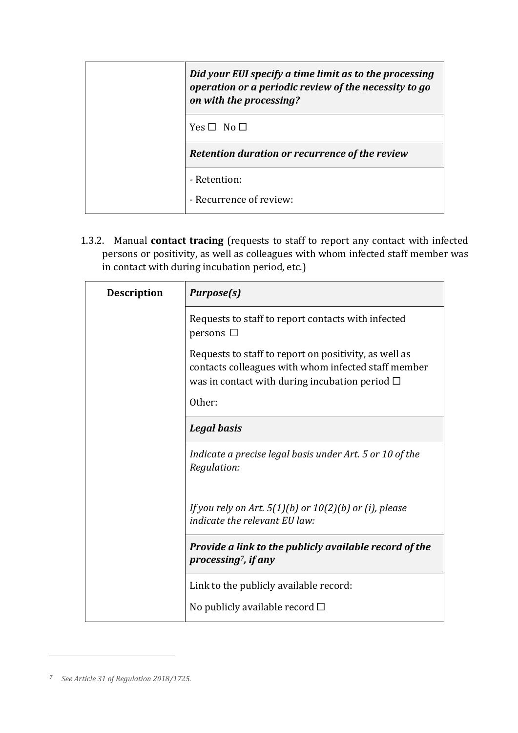| | *Did your EUI specify a time limit as to the processing operation or a periodic review of the necessity to go on with the processing?* |
|---|---|
| | Yes ☐ No ☐ |
| | *Retention duration or recurrence of the review* |
| | - Retention:<br>- Recurrence of review: |

1.3.2. Manual **contact tracing** (requests to staff to report any contact with infected persons or positivity, as well as colleagues with whom infected staff member was in contact with during incubation period, etc.)

| **Description** | ***Purpose(s)*** |
|---|---|
| | Requests to staff to report contacts with infected persons ☐<br><br>Requests to staff to report on positivity, as well as contacts colleagues with whom infected staff member was in contact with during incubation period ☐<br><br>Other: |
| | ***Legal basis*** |
| | *Indicate a precise legal basis under Art. 5 or 10 of the Regulation:*<br><br>*If you rely on Art. 5(1)(b) or 10(2)(b) or (i), please indicate the relevant EU law:* |
| | ***Provide a link to the publicly available record of the processing[7], if any*** |
| | Link to the publicly available record:<br><br>No publicly available record ☐ |

[7] *See Article 31 of Regulation 2018/1725.*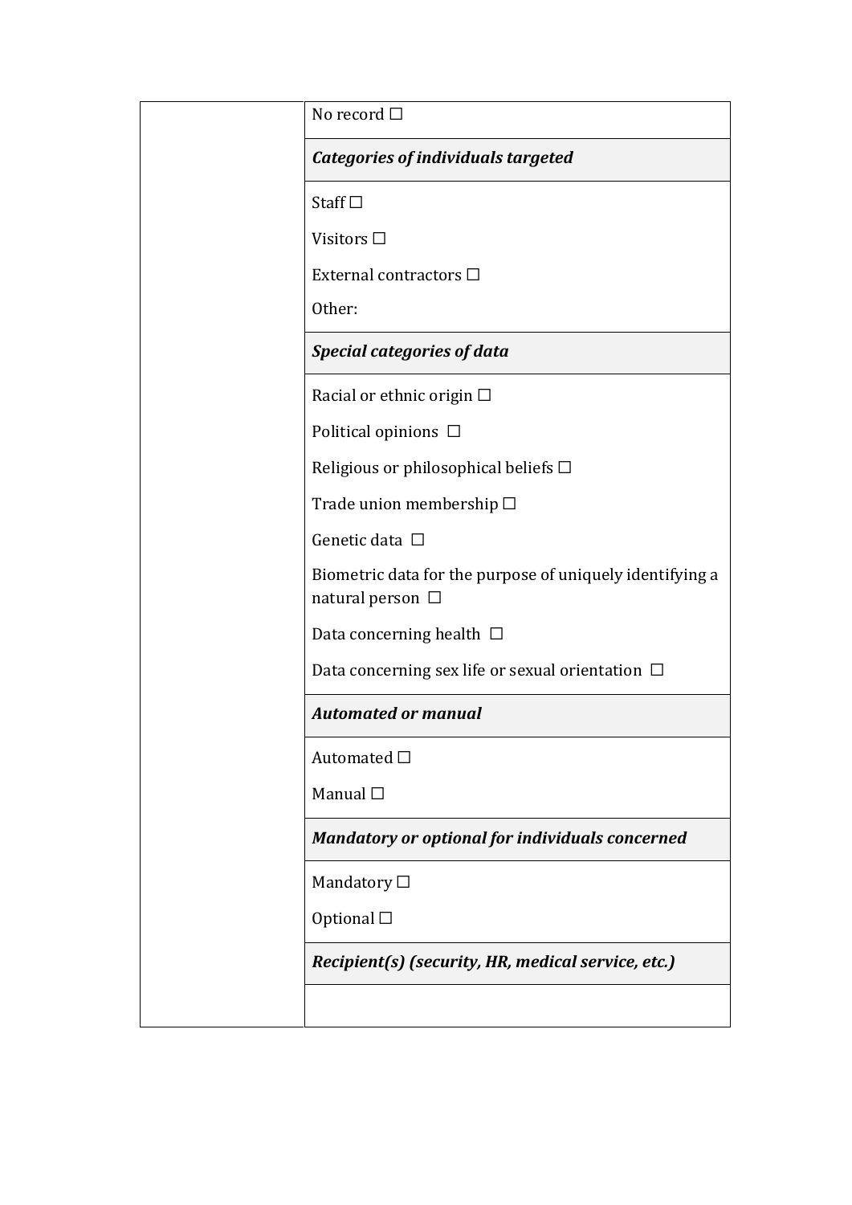| | |
|---|---|
| | No record ☐ |
| | ***Categories of individuals targeted*** |
| | Staff ☐<br><br>Visitors ☐<br><br>External contractors ☐<br><br>Other: |
| | ***Special categories of data*** |
| | Racial or ethnic origin ☐<br><br>Political opinions ☐<br><br>Religious or philosophical beliefs ☐<br><br>Trade union membership ☐<br><br>Genetic data ☐<br><br>Biometric data for the purpose of uniquely identifying a natural person ☐<br><br>Data concerning health ☐<br><br>Data concerning sex life or sexual orientation ☐ |
| | ***Automated or manual*** |
| | Automated ☐<br><br>Manual ☐ |
| | ***Mandatory or optional for individuals concerned*** |
| | Mandatory ☐<br><br>Optional ☐ |
| | ***Recipient(s) (security, HR, medical service, etc.)*** |
| | |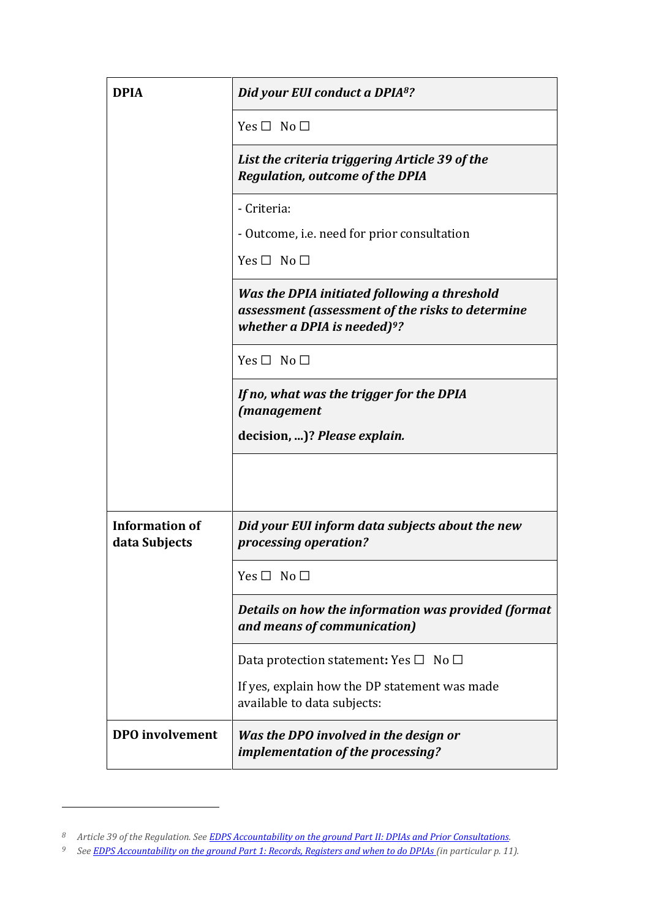| | |
|---|---|
| **DPIA** | ***Did your EUI conduct a DPIA[8]?*** |
| | Yes ☐ No ☐ |
| | ***List the criteria triggering Article 39 of the Regulation, outcome of the DPIA*** |
| | - Criteria:<br><br>- Outcome, i.e. need for prior consultation<br><br>Yes ☐ No ☐ |
| | ***Was the DPIA initiated following a threshold assessment (assessment of the risks to determine whether a DPIA is needed)[9]?*** |
| | Yes ☐ No ☐ |
| | ***If no, what was the trigger for the DPIA (management*** <br><br>**decision, ...)?** ***Please explain.*** |
| | |
| **Information of data Subjects** | ***Did your EUI inform data subjects about the new processing operation?*** |
| | Yes ☐ No ☐ |
| | ***Details on how the information was provided (format and means of communication)*** |
| | Data protection statement**:** Yes ☐ No ☐<br><br>If yes, explain how the DP statement was made available to data subjects: |
| **DPO involvement** | ***Was the DPO involved in the design or implementation of the processing?*** |

[8] *Article 39 of the Regulation. See [EDPS Accountability on the ground Part II: DPIAs and Prior Consultations](#).*

[9] *See [EDPS Accountability on the ground Part 1: Records, Registers and when to do DPIAs](#) (in particular p. 11).*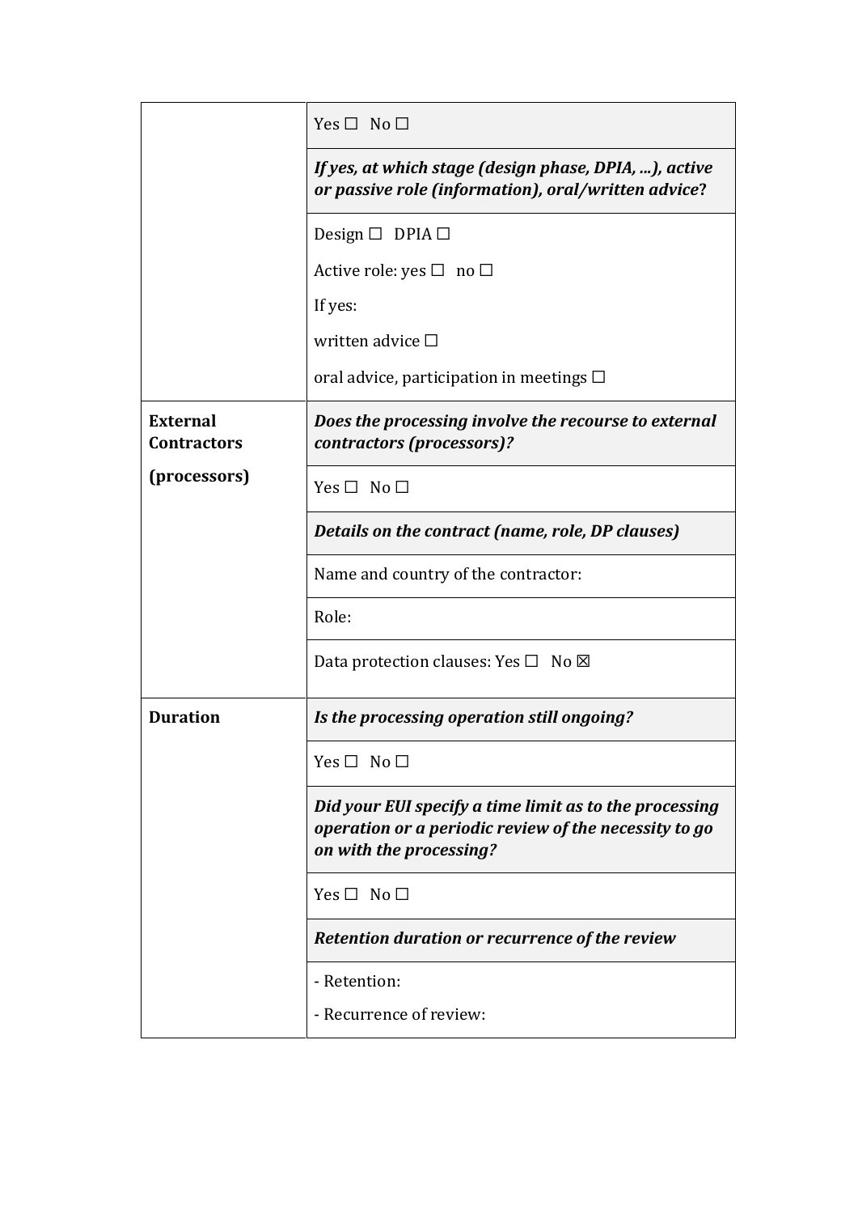| | |
|---|---|
| | Yes ☐ No ☐ |
| | ***If yes, at which stage (design phase, DPIA, ...), active or passive role (information), oral/written advice?*** |
| | Design ☐ DPIA ☐<br><br>Active role: yes ☐ no ☐<br><br>If yes:<br><br>written advice ☐<br><br>oral advice, participation in meetings ☐ |
| **External Contractors (processors)** | ***Does the processing involve the recourse to external contractors (processors)?*** |
| | Yes ☐ No ☐ |
| | ***Details on the contract (name, role, DP clauses)*** |
| | Name and country of the contractor: |
| | Role: |
| | Data protection clauses: Yes ☐ No ☒ |
| **Duration** | ***Is the processing operation still ongoing?*** |
| | Yes ☐ No ☐ |
| | ***Did your EUI specify a time limit as to the processing operation or a periodic review of the necessity to go on with the processing?*** |
| | Yes ☐ No ☐ |
| | ***Retention duration or recurrence of the review*** |
| | - Retention:<br><br>- Recurrence of review: |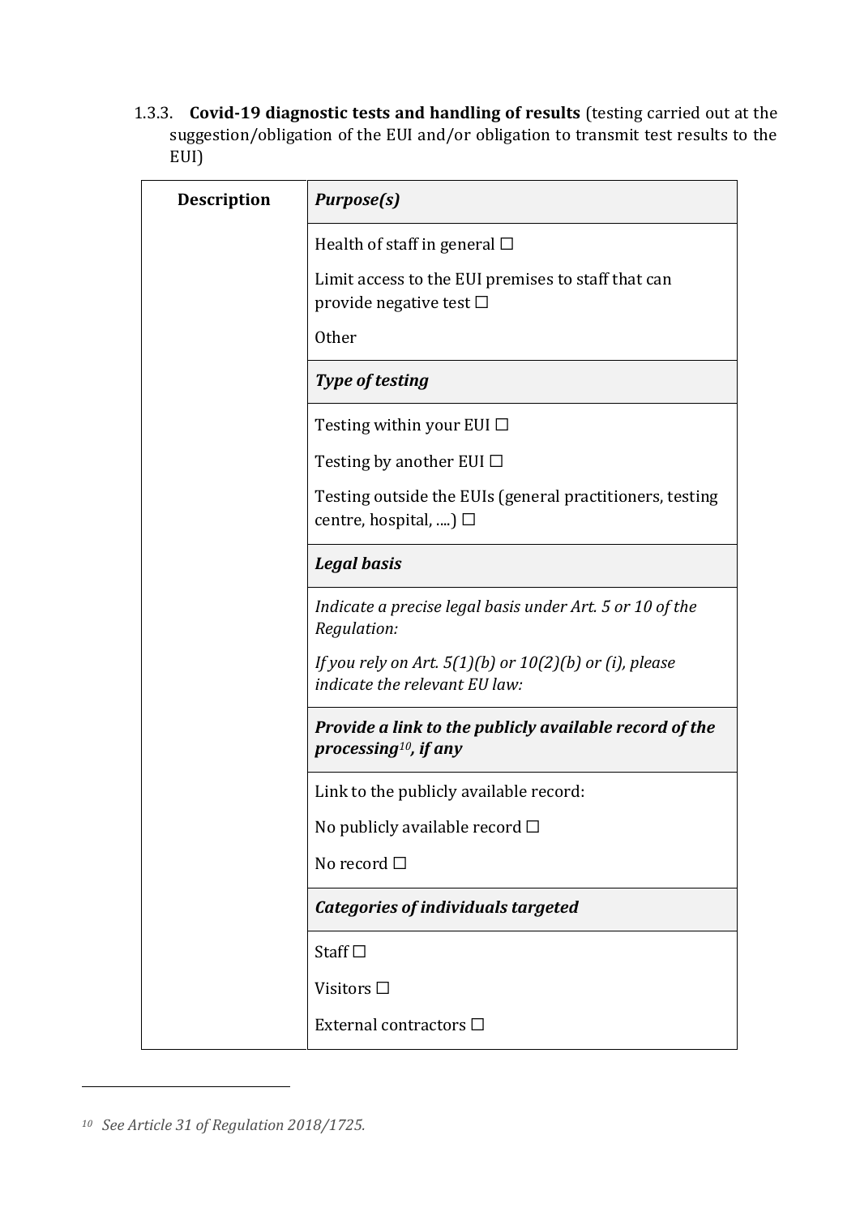1.3.3. **Covid-19 diagnostic tests and handling of results** (testing carried out at the suggestion/obligation of the EUI and/or obligation to transmit test results to the EUI)

| **Description** | ***Purpose(s)*** |
|---|---|
| | Health of staff in general ☐<br><br>Limit access to the EUI premises to staff that can provide negative test ☐<br><br>Other |
| | ***Type of testing*** |
| | Testing within your EUI ☐<br><br>Testing by another EUI ☐<br><br>Testing outside the EUIs (general practitioners, testing centre, hospital, ....) ☐ |
| | ***Legal basis*** |
| | *Indicate a precise legal basis under Art. 5 or 10 of the Regulation:*<br><br>*If you rely on Art. 5(1)(b) or 10(2)(b) or (i), please indicate the relevant EU law:* |
| | ***Provide a link to the publicly available record of the processing[10], if any*** |
| | Link to the publicly available record:<br><br>No publicly available record ☐<br><br>No record ☐ |
| | ***Categories of individuals targeted*** |
| | Staff ☐<br><br>Visitors ☐<br><br>External contractors ☐ |

[10] *See Article 31 of Regulation 2018/1725.*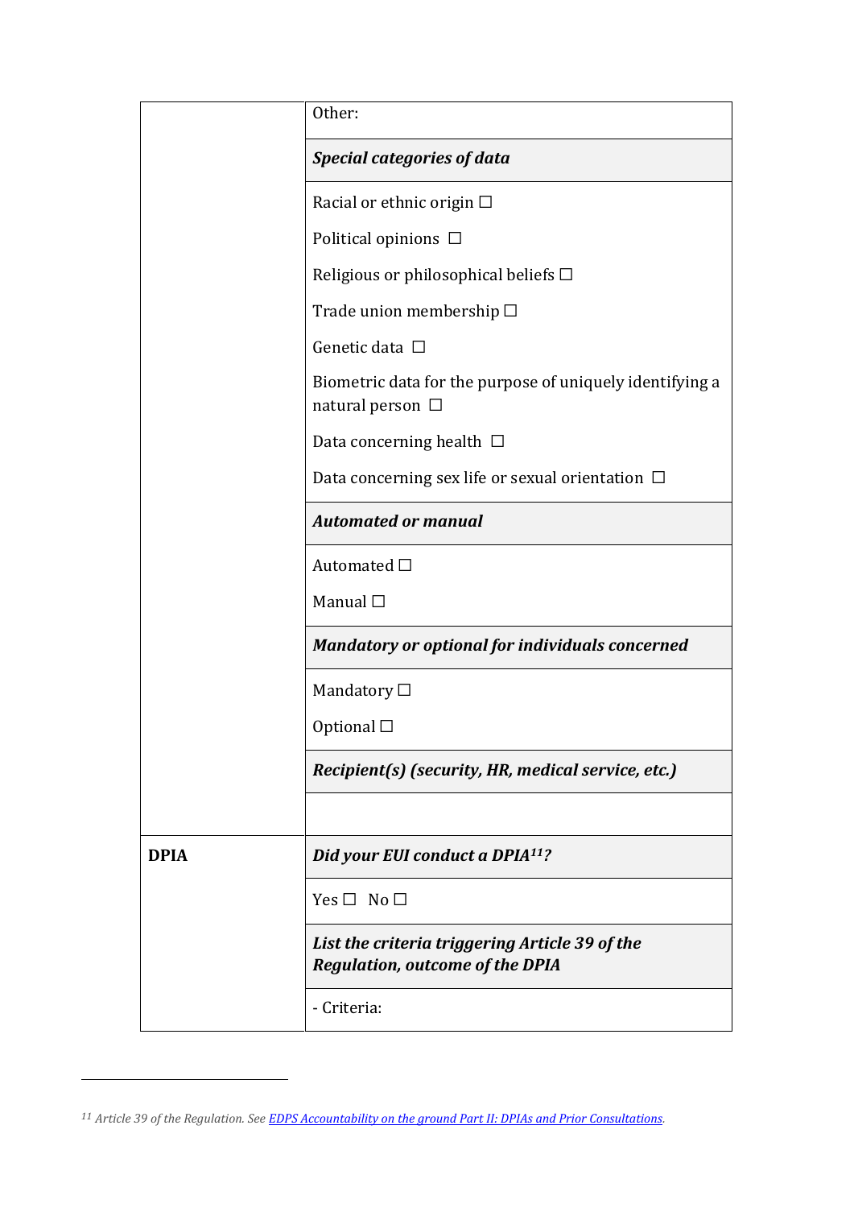| | |
|---|---|
| | Other: |
| | ***Special categories of data*** |
| | Racial or ethnic origin ☐<br>Political opinions ☐<br>Religious or philosophical beliefs ☐<br>Trade union membership ☐<br>Genetic data ☐<br>Biometric data for the purpose of uniquely identifying a natural person ☐<br>Data concerning health ☐<br>Data concerning sex life or sexual orientation ☐ |
| | ***Automated or manual*** |
| | Automated ☐<br>Manual ☐ |
| | ***Mandatory or optional for individuals concerned*** |
| | Mandatory ☐<br>Optional ☐ |
| | ***Recipient(s) (security, HR, medical service, etc.)*** |
| | |
| **DPIA** | ***Did your EUI conduct a DPIA[11]?*** |
| | Yes ☐ No ☐ |
| | ***List the criteria triggering Article 39 of the Regulation, outcome of the DPIA*** |
| | - Criteria: |

[11] *Article 39 of the Regulation. See [EDPS Accountability on the ground Part II: DPIAs and Prior Consultations](#).*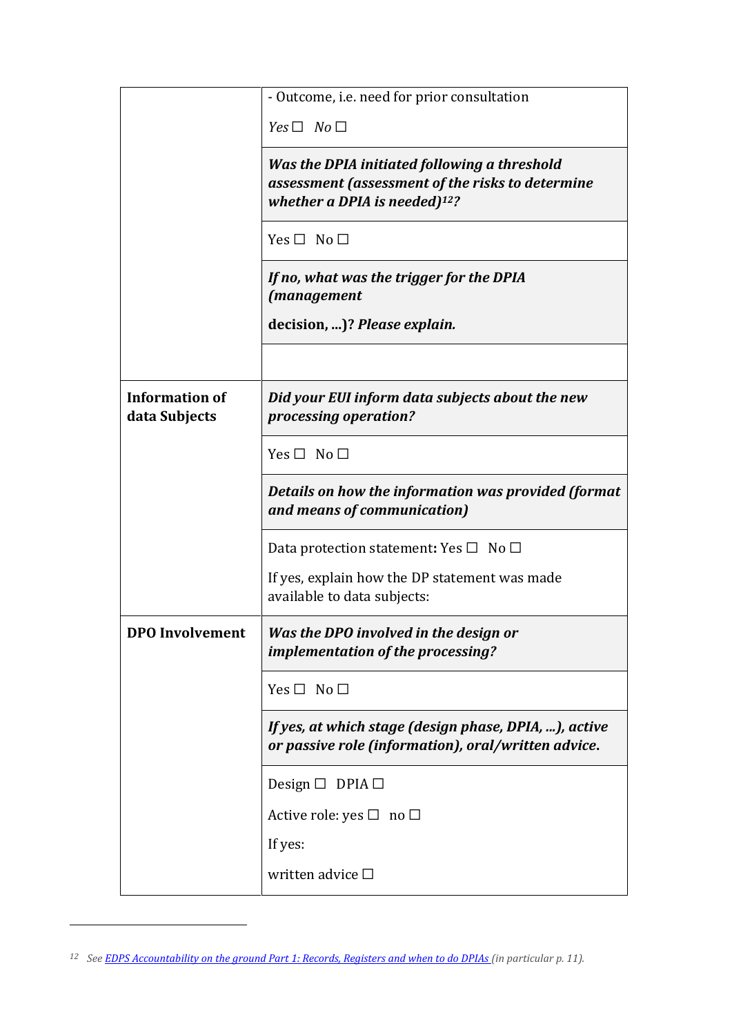| | |
|---|---|
| | - Outcome, i.e. need for prior consultation<br><br>*Yes ☐ No ☐* |
| | ***Was the DPIA initiated following a threshold assessment (assessment of the risks to determine whether a DPIA is needed)[12]?*** |
| | Yes ☐ No ☐ |
| | ***If no, what was the trigger for the DPIA (management*** <br><br>**decision, ...)? *Please explain.*** |
| | |
| **Information of data Subjects** | ***Did your EUI inform data subjects about the new processing operation?*** |
| | Yes ☐ No ☐ |
| | ***Details on how the information was provided (format and means of communication)*** |
| | Data protection statement**:** Yes ☐ No ☐<br><br>If yes, explain how the DP statement was made available to data subjects: |
| **DPO Involvement** | ***Was the DPO involved in the design or implementation of the processing?*** |
| | Yes ☐ No ☐ |
| | ***If yes, at which stage (design phase, DPIA, ...), active or passive role (information), oral/written advice.*** |
| | Design ☐ DPIA ☐<br><br>Active role: yes ☐ no ☐<br><br>If yes:<br><br>written advice ☐ |

[12] *See* [EDPS Accountability on the ground Part 1: Records, Registers and when to do DPIAs]() *(in particular p. 11).*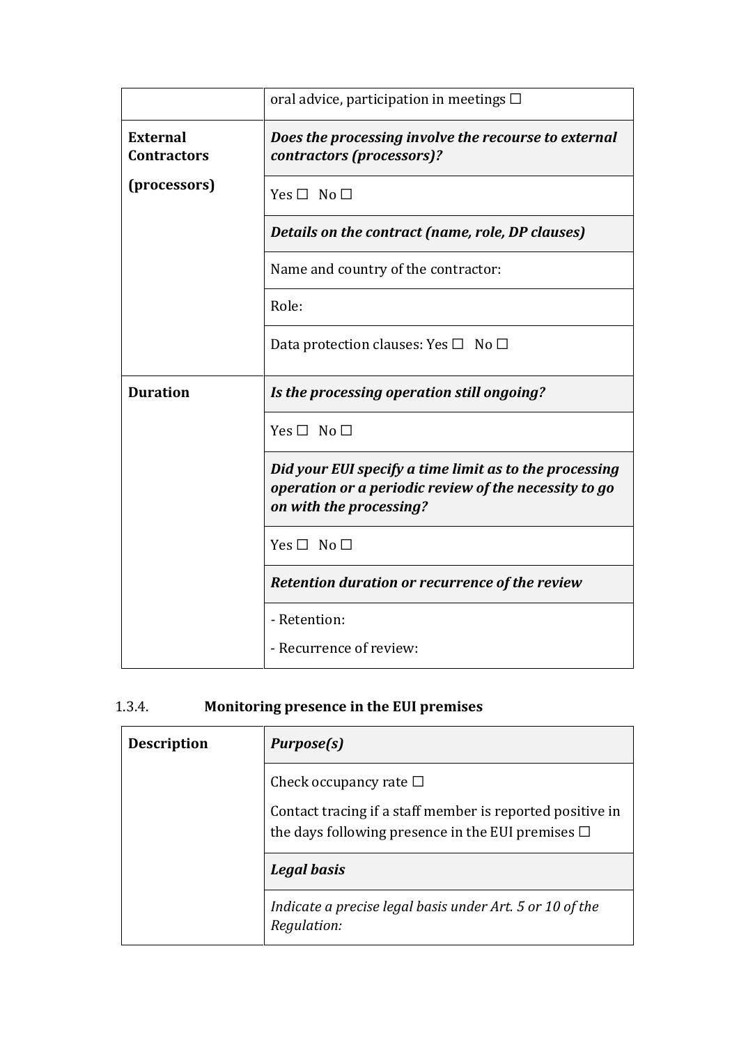| | |
|---|---|
| | oral advice, participation in meetings ☐ |
| **External Contractors (processors)** | ***Does the processing involve the recourse to external contractors (processors)?*** |
| | Yes ☐ No ☐ |
| | ***Details on the contract (name, role, DP clauses)*** |
| | Name and country of the contractor: |
| | Role: |
| | Data protection clauses: Yes ☐ No ☐ |
| **Duration** | ***Is the processing operation still ongoing?*** |
| | Yes ☐ No ☐ |
| | ***Did your EUI specify a time limit as to the processing operation or a periodic review of the necessity to go on with the processing?*** |
| | Yes ☐ No ☐ |
| | ***Retention duration or recurrence of the review*** |
| | - Retention:<br>- Recurrence of review: |

### 1.3.4. Monitoring presence in the EUI premises

| | |
|---|---|
| **Description** | ***Purpose(s)*** |
| | Check occupancy rate ☐<br>Contact tracing if a staff member is reported positive in the days following presence in the EUI premises ☐ |
| | ***Legal basis*** |
| | *Indicate a precise legal basis under Art. 5 or 10 of the Regulation:* |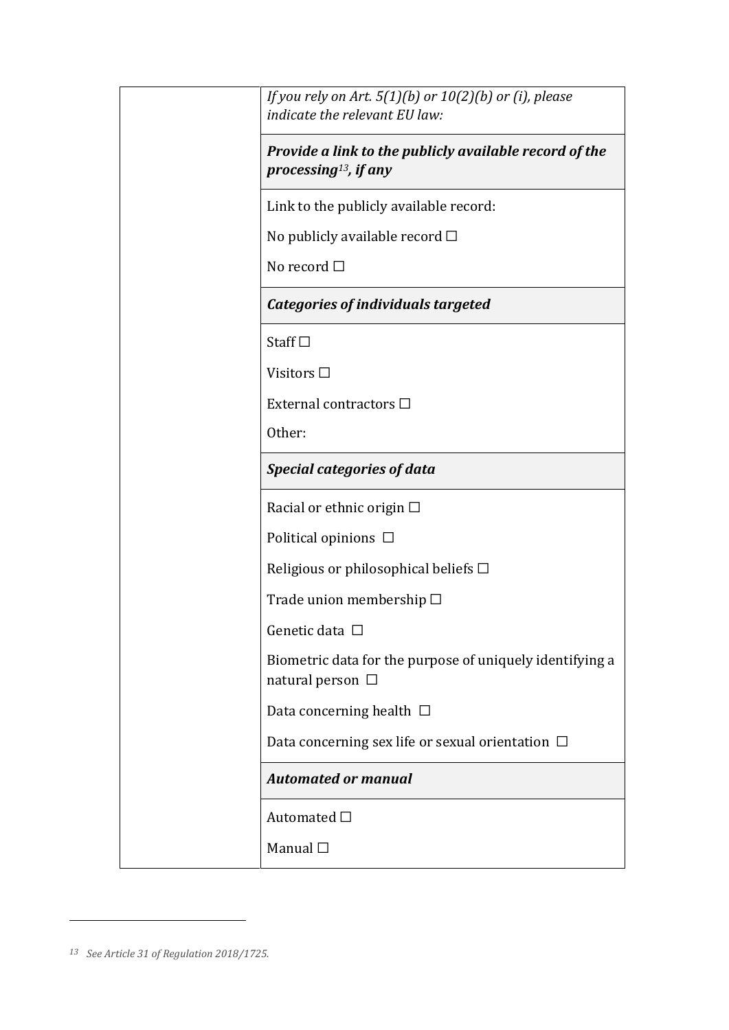| | |
|---|---|
| | *If you rely on Art. 5(1)(b) or 10(2)(b) or (i), please indicate the relevant EU law:* |
| | ***Provide a link to the publicly available record of the processing[13], if any*** |
| | Link to the publicly available record:<br><br>No publicly available record ☐<br><br>No record ☐ |
| | ***Categories of individuals targeted*** |
| | Staff ☐<br><br>Visitors ☐<br><br>External contractors ☐<br><br>Other: |
| | ***Special categories of data*** |
| | Racial or ethnic origin ☐<br><br>Political opinions ☐<br><br>Religious or philosophical beliefs ☐<br><br>Trade union membership ☐<br><br>Genetic data ☐<br><br>Biometric data for the purpose of uniquely identifying a natural person ☐<br><br>Data concerning health ☐<br><br>Data concerning sex life or sexual orientation ☐ |
| | ***Automated or manual*** |
| | Automated ☐<br><br>Manual ☐ |

[13] *See Article 31 of Regulation 2018/1725.*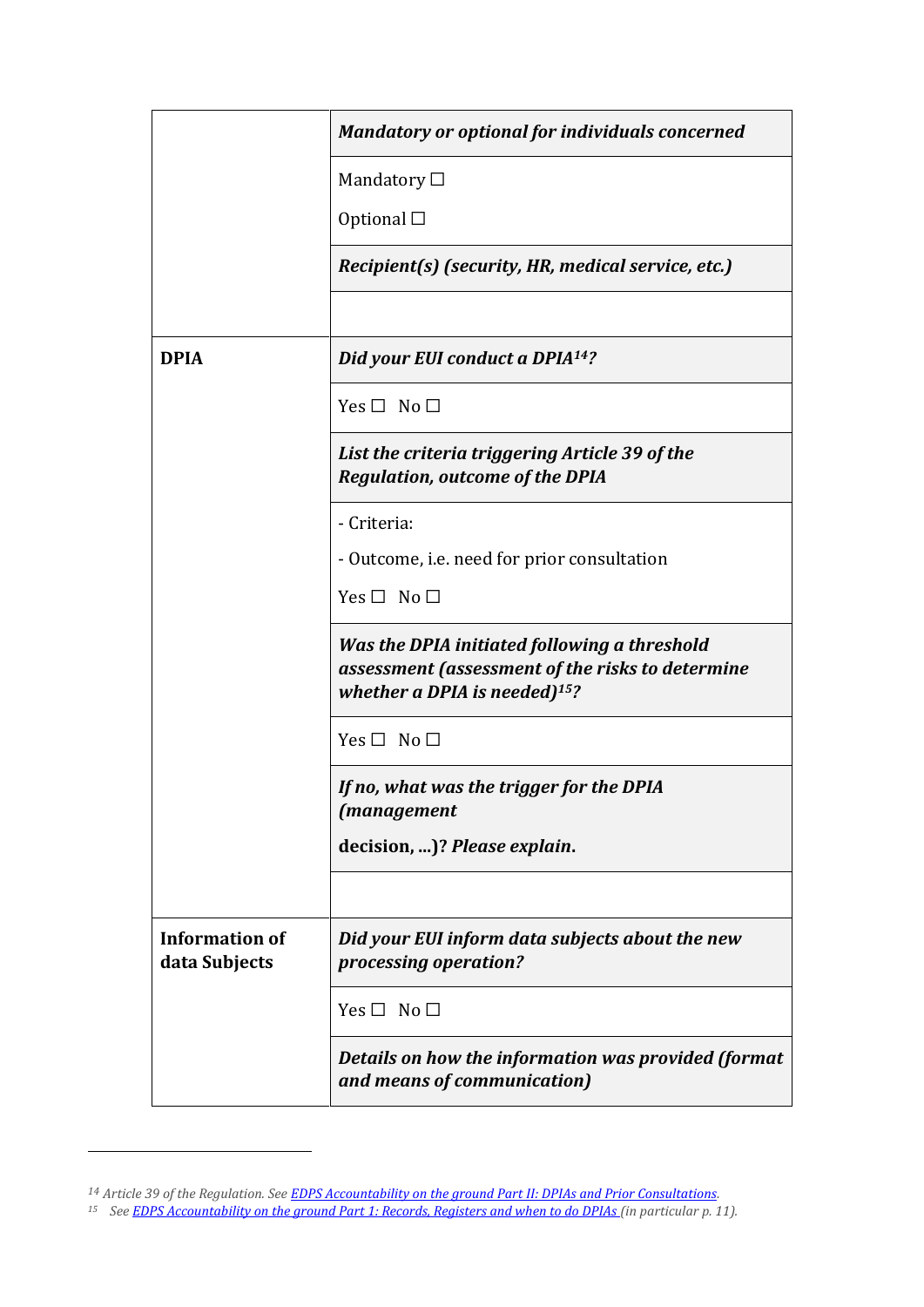| | |
|---|---|
| | ***Mandatory or optional for individuals concerned*** |
| | Mandatory ☐<br><br>Optional ☐ |
| | ***Recipient(s) (security, HR, medical service, etc.)*** |
| | |
| **DPIA** | ***Did your EUI conduct a DPIA[14]?*** |
| | Yes ☐ No ☐ |
| | ***List the criteria triggering Article 39 of the Regulation, outcome of the DPIA*** |
| | - Criteria:<br><br>- Outcome, i.e. need for prior consultation<br><br>Yes ☐ No ☐ |
| | ***Was the DPIA initiated following a threshold assessment (assessment of the risks to determine whether a DPIA is needed)[15]?*** |
| | Yes ☐ No ☐ |
| | ***If no, what was the trigger for the DPIA (management*** <br><br>**decision, ...)?** ***Please explain.*** |
| | |
| **Information of data Subjects** | ***Did your EUI inform data subjects about the new processing operation?*** |
| | Yes ☐ No ☐ |
| | ***Details on how the information was provided (format and means of communication)*** |

[14] *Article 39 of the Regulation. See* EDPS Accountability on the ground Part II: DPIAs and Prior Consultations.

[15] *See* EDPS Accountability on the ground Part 1: Records, Registers and when to do DPIAs *(in particular p. 11).*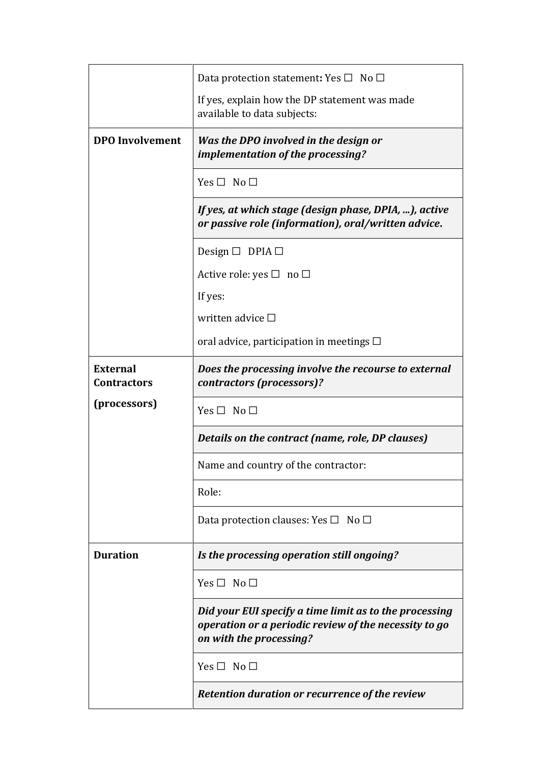| | |
|---|---|
| | Data protection statement**:** Yes ☐ No ☐<br><br>If yes, explain how the DP statement was made available to data subjects: |
| **DPO Involvement** | ***Was the DPO involved in the design or implementation of the processing?*** |
| | Yes ☐ No ☐ |
| | ***If yes, at which stage (design phase, DPIA, ...), active or passive role (information), oral/written advice.*** |
| | Design ☐ DPIA ☐<br><br>Active role: yes ☐ no ☐<br><br>If yes:<br><br>written advice ☐<br><br>oral advice, participation in meetings ☐ |
| **External Contractors**<br><br>**(processors)** | ***Does the processing involve the recourse to external contractors (processors)?*** |
| | Yes ☐ No ☐ |
| | ***Details on the contract (name, role, DP clauses)*** |
| | Name and country of the contractor: |
| | Role: |
| | Data protection clauses: Yes ☐ No ☐ |
| **Duration** | ***Is the processing operation still ongoing?*** |
| | Yes ☐ No ☐ |
| | ***Did your EUI specify a time limit as to the processing operation or a periodic review of the necessity to go on with the processing?*** |
| | Yes ☐ No ☐ |
| | ***Retention duration or recurrence of the review*** |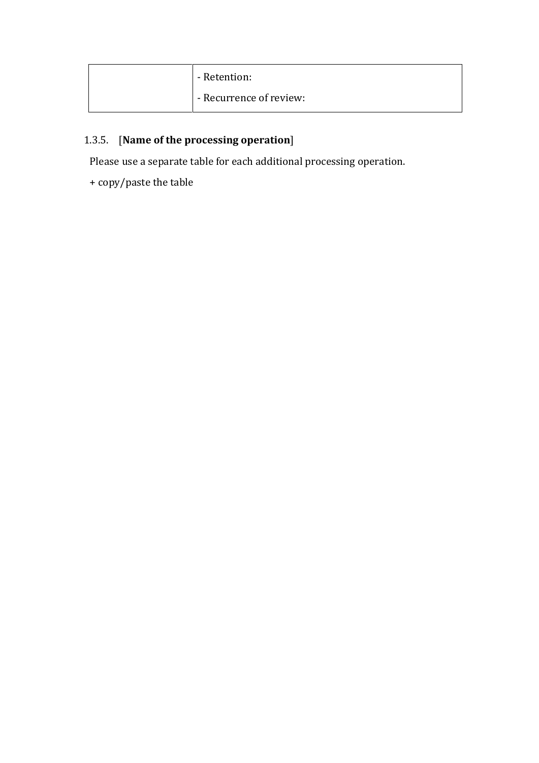| | |
| --- | --- |
| | - Retention:<br>- Recurrence of review: |

### 1.3.5. [**Name of the processing operation**]

Please use a separate table for each additional processing operation.

+ copy/paste the table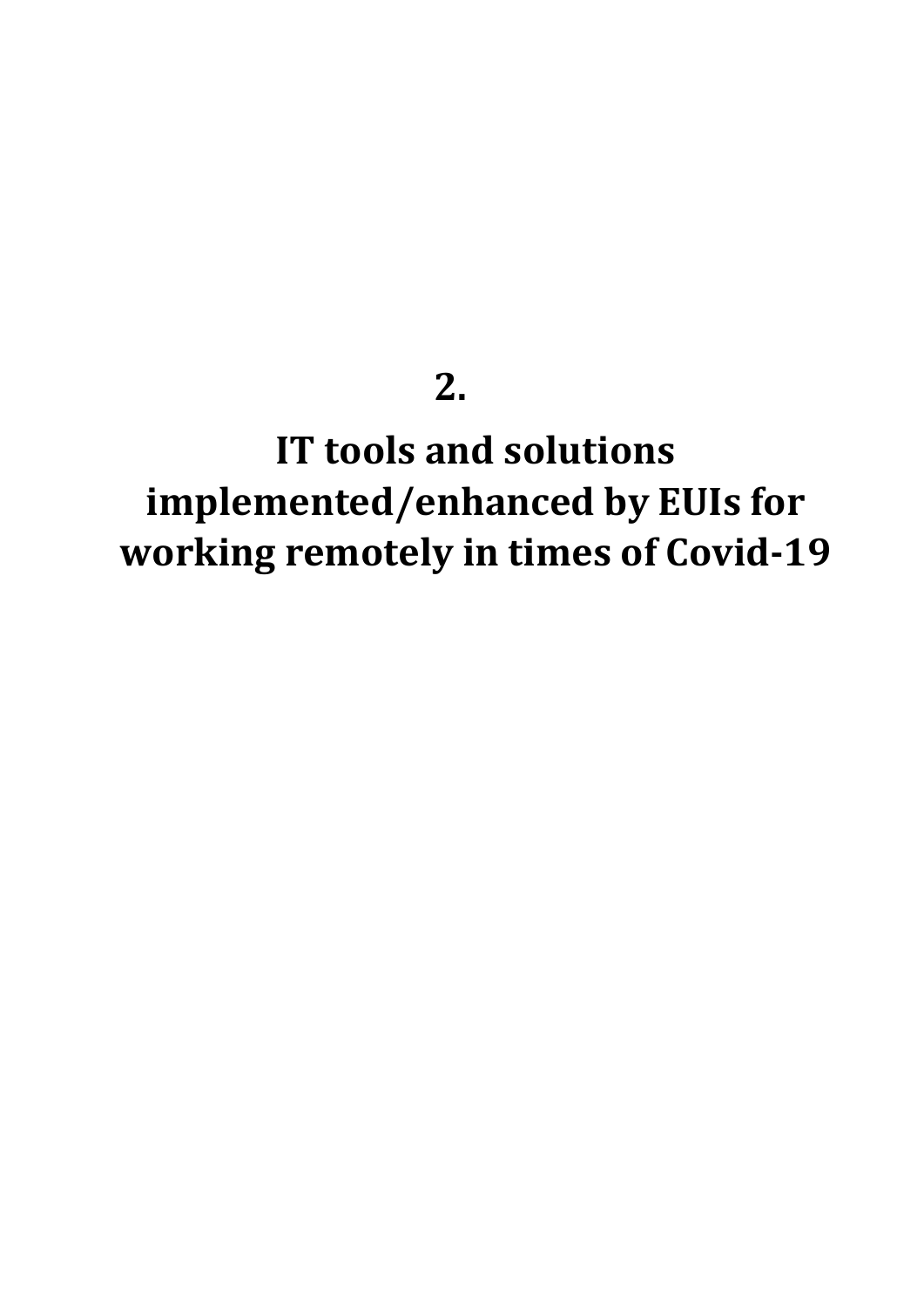# 2.

# IT tools and solutions implemented/enhanced by EUIs for working remotely in times of Covid-19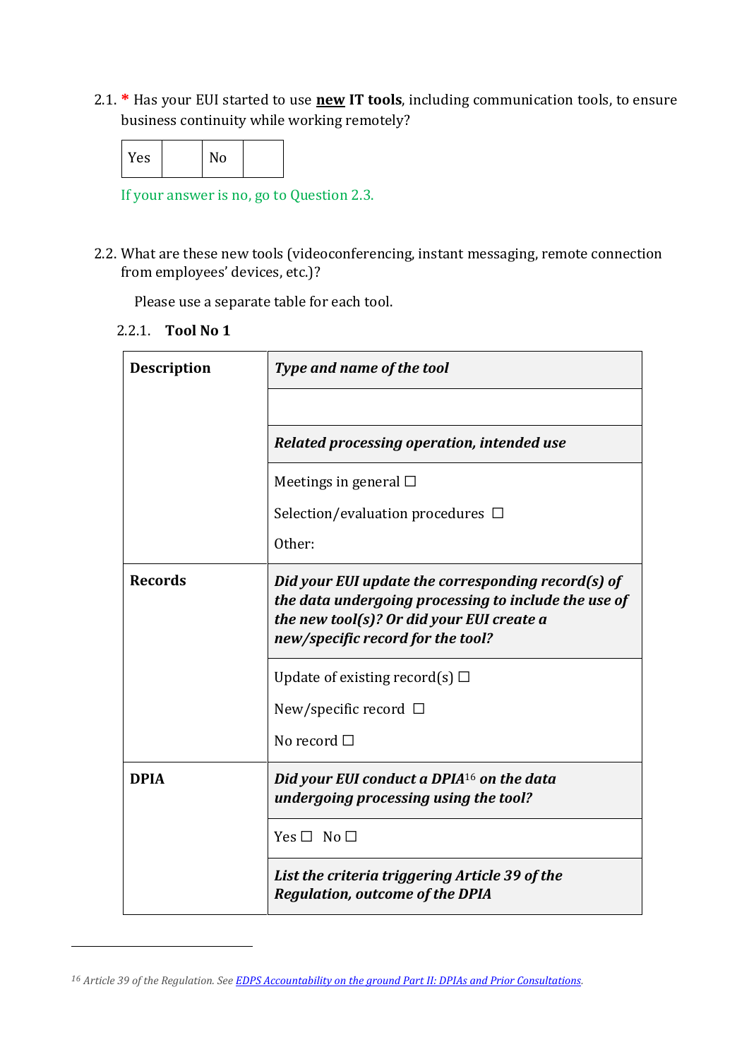2.1. * Has your EUI started to use **new IT tools**, including communication tools, to ensure business continuity while working remotely?

| Yes | | No | |
|---|---|---|---|

If your answer is no, go to Question 2.3.

2.2. What are these new tools (videoconferencing, instant messaging, remote connection from employees' devices, etc.)?

Please use a separate table for each tool.

2.2.1. **Tool No 1**

| **Description** | ***Type and name of the tool*** |
|---|---|
| | |
| | ***Related processing operation, intended use*** |
| | Meetings in general ☐<br>Selection/evaluation procedures ☐<br>Other: |
| **Records** | ***Did your EUI update the corresponding record(s) of the data undergoing processing to include the use of the new tool(s)? Or did your EUI create a new/specific record for the tool?*** |
| | Update of existing record(s) ☐<br>New/specific record ☐<br>No record ☐ |
| **DPIA** | ***Did your EUI conduct a DPIA[16] on the data undergoing processing using the tool?*** |
| | Yes ☐ No ☐ |
| | ***List the criteria triggering Article 39 of the Regulation, outcome of the DPIA*** |

[16] *Article 39 of the Regulation. See [EDPS Accountability on the ground Part II: DPIAs and Prior Consultations](#).*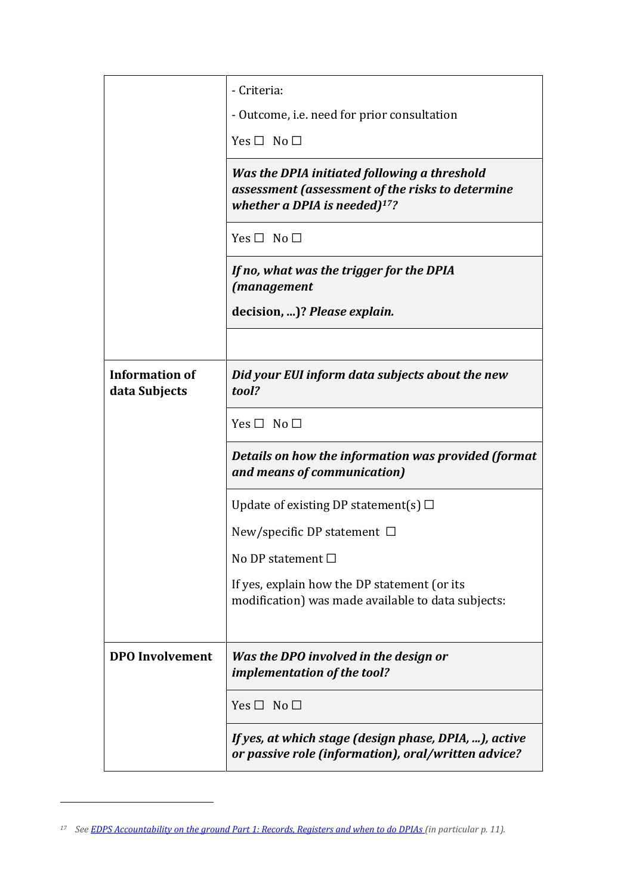| | |
|---|---|
| | - Criteria:<br><br>- Outcome, i.e. need for prior consultation<br><br>Yes ☐ No ☐ |
| | ***Was the DPIA initiated following a threshold assessment (assessment of the risks to determine whether a DPIA is needed)*[17]***?*** |
| | Yes ☐ No ☐ |
| | ***If no, what was the trigger for the DPIA (management*** <br><br>**decision, ...)? *Please explain.*** |
| | |
| **Information of data Subjects** | ***Did your EUI inform data subjects about the new tool?*** |
| | Yes ☐ No ☐ |
| | ***Details on how the information was provided (format and means of communication)*** |
| | Update of existing DP statement(s) ☐<br><br>New/specific DP statement ☐<br><br>No DP statement ☐<br><br>If yes, explain how the DP statement (or its modification) was made available to data subjects: |
| **DPO Involvement** | ***Was the DPO involved in the design or implementation of the tool?*** |
| | Yes ☐ No ☐ |
| | ***If yes, at which stage (design phase, DPIA, ...), active or passive role (information), oral/written advice?*** |

---

[17] *See* [EDPS Accountability on the ground Part 1: Records, Registers and when to do DPIAs](#) *(in particular p. 11).*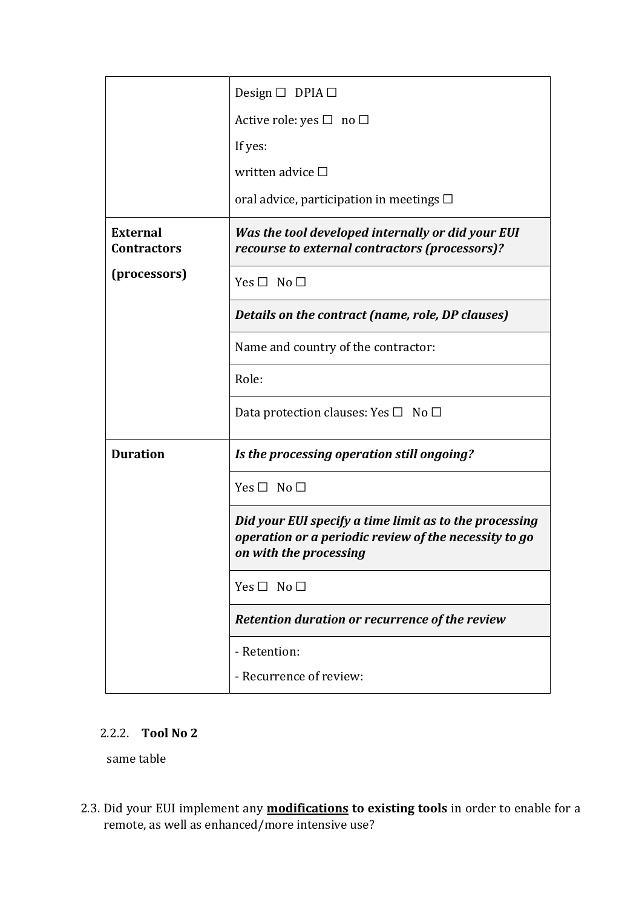| | |
|---|---|
| | Design ☐ DPIA ☐<br><br>Active role: yes ☐ no ☐<br><br>If yes:<br><br>written advice ☐<br><br>oral advice, participation in meetings ☐ |
| **External Contractors (processors)** | ***Was the tool developed internally or did your EUI recourse to external contractors (processors)?*** |
| | Yes ☐ No ☐ |
| | ***Details on the contract (name, role, DP clauses)*** |
| | Name and country of the contractor: |
| | Role: |
| | Data protection clauses: Yes ☐ No ☐ |
| **Duration** | ***Is the processing operation still ongoing?*** |
| | Yes ☐ No ☐ |
| | ***Did your EUI specify a time limit as to the processing operation or a periodic review of the necessity to go on with the processing*** |
| | Yes ☐ No ☐ |
| | ***Retention duration or recurrence of the review*** |
| | - Retention:<br><br>- Recurrence of review: |

#### 2.2.2. **Tool No 2**

same table

2.3. Did your EUI implement any **modifications to existing tools** in order to enable for a remote, as well as enhanced/more intensive use?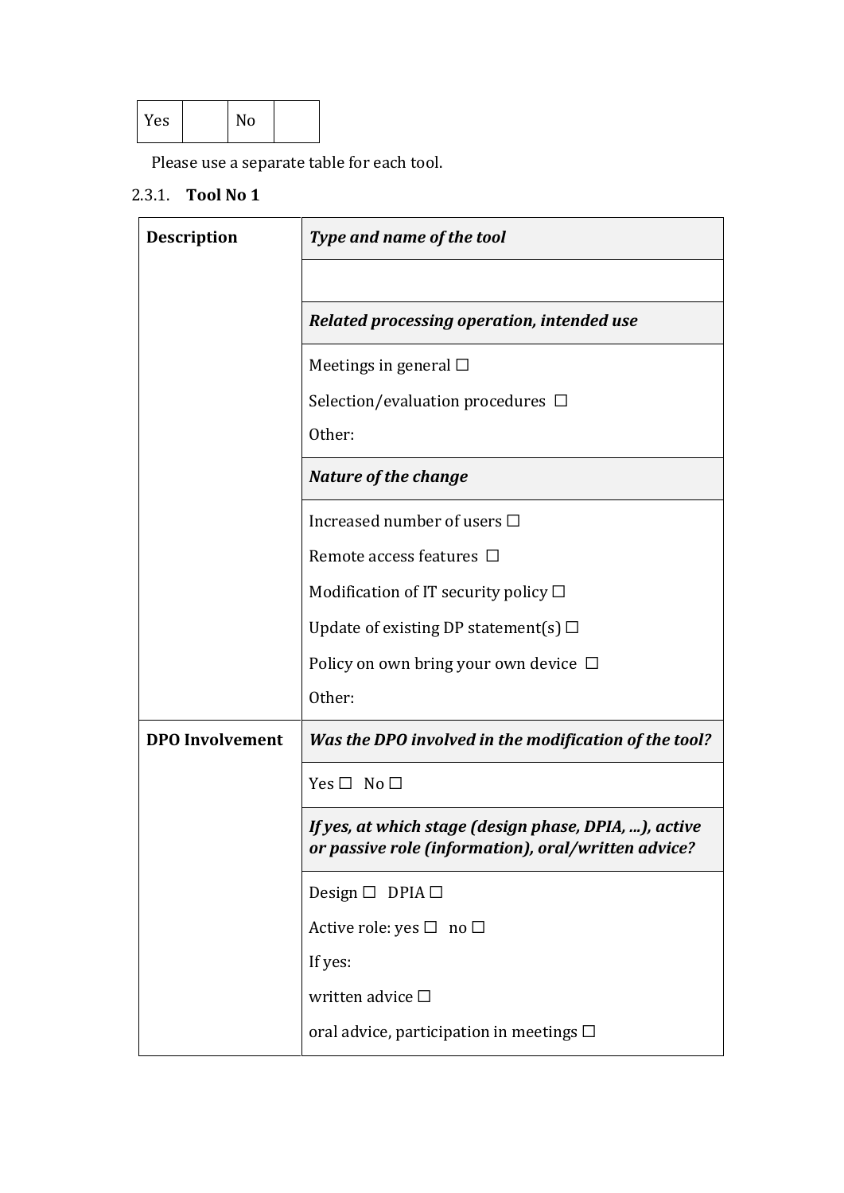| Yes | | No | |
|---|---|---|---|

Please use a separate table for each tool.

### 2.3.1. **Tool No 1**

| **Description** | ***Type and name of the tool*** |
|---|---|
| | |
| | ***Related processing operation, intended use*** |
| | Meetings in general ☐<br>Selection/evaluation procedures ☐<br>Other: |
| | ***Nature of the change*** |
| | Increased number of users ☐<br>Remote access features ☐<br>Modification of IT security policy ☐<br>Update of existing DP statement(s) ☐<br>Policy on own bring your own device ☐<br>Other: |
| **DPO Involvement** | ***Was the DPO involved in the modification of the tool?*** |
| | Yes ☐ No ☐ |
| | ***If yes, at which stage (design phase, DPIA, …), active or passive role (information), oral/written advice?*** |
| | Design ☐ DPIA ☐<br>Active role: yes ☐ no ☐<br>If yes:<br>written advice ☐<br>oral advice, participation in meetings ☐ |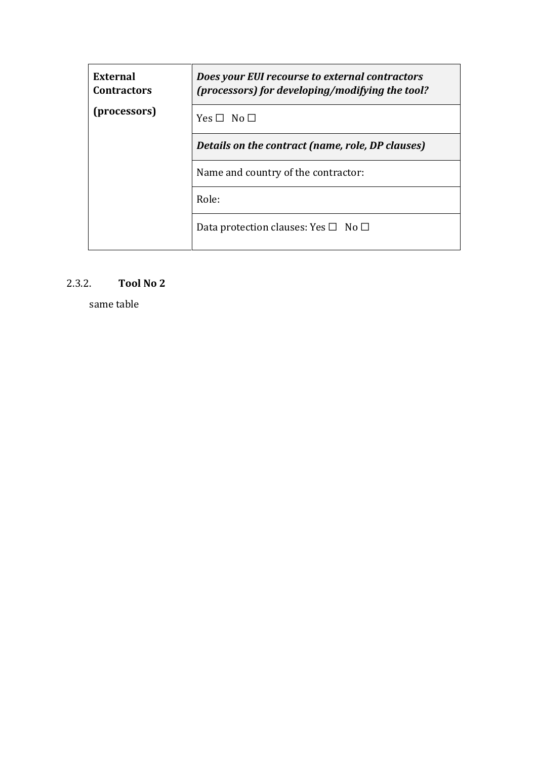| **External Contractors (processors)** | ***Does your EUI recourse to external contractors (processors) for developing/modifying the tool?*** |
| --- | --- |
| | Yes ☐ No ☐ |
| | ***Details on the contract (name, role, DP clauses)*** |
| | Name and country of the contractor: |
| | Role: |
| | Data protection clauses: Yes ☐ No ☐ |

#### 2.3.2. **Tool No 2**

same table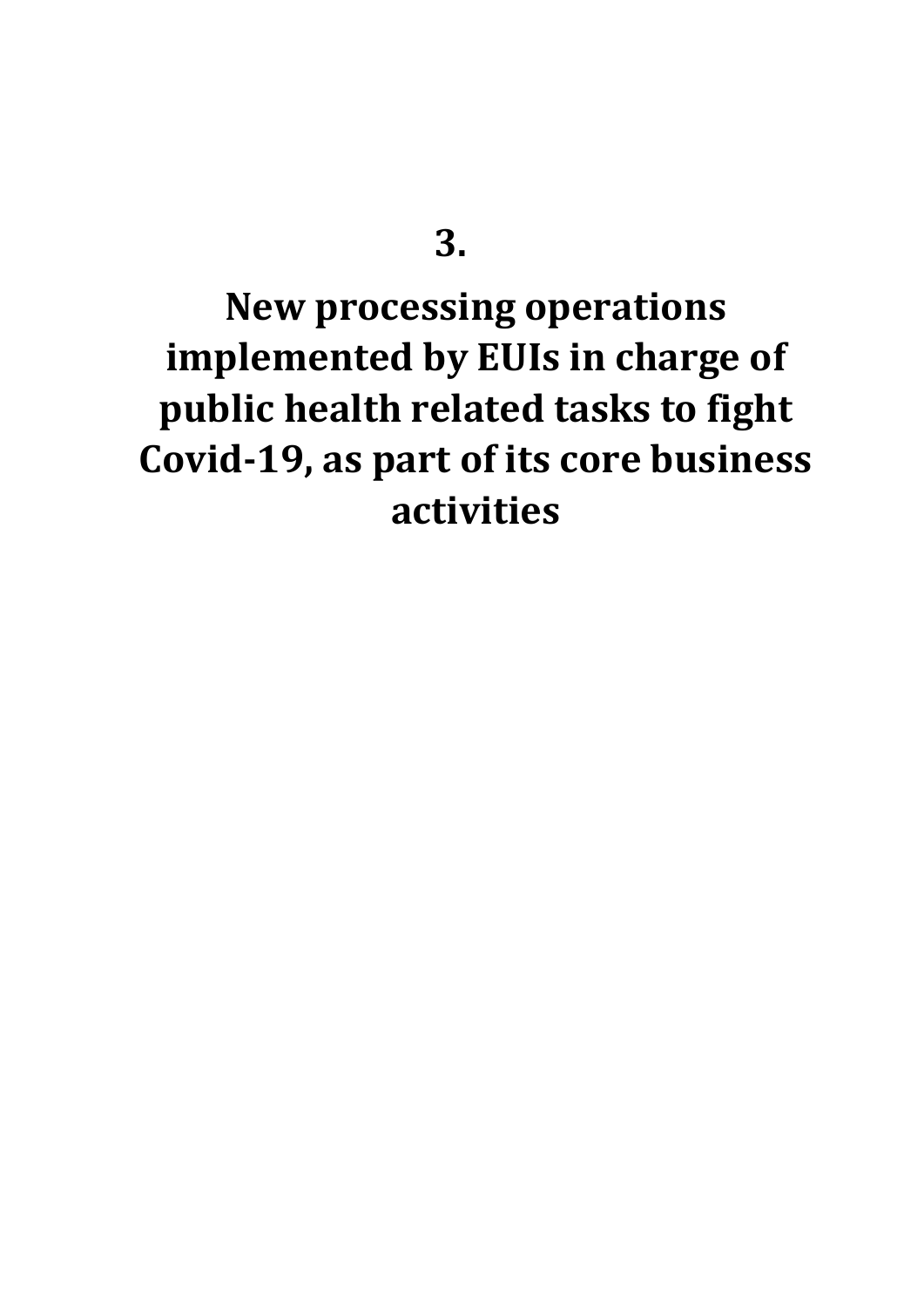# 3.

# New processing operations implemented by EUIs in charge of public health related tasks to fight Covid-19, as part of its core business activities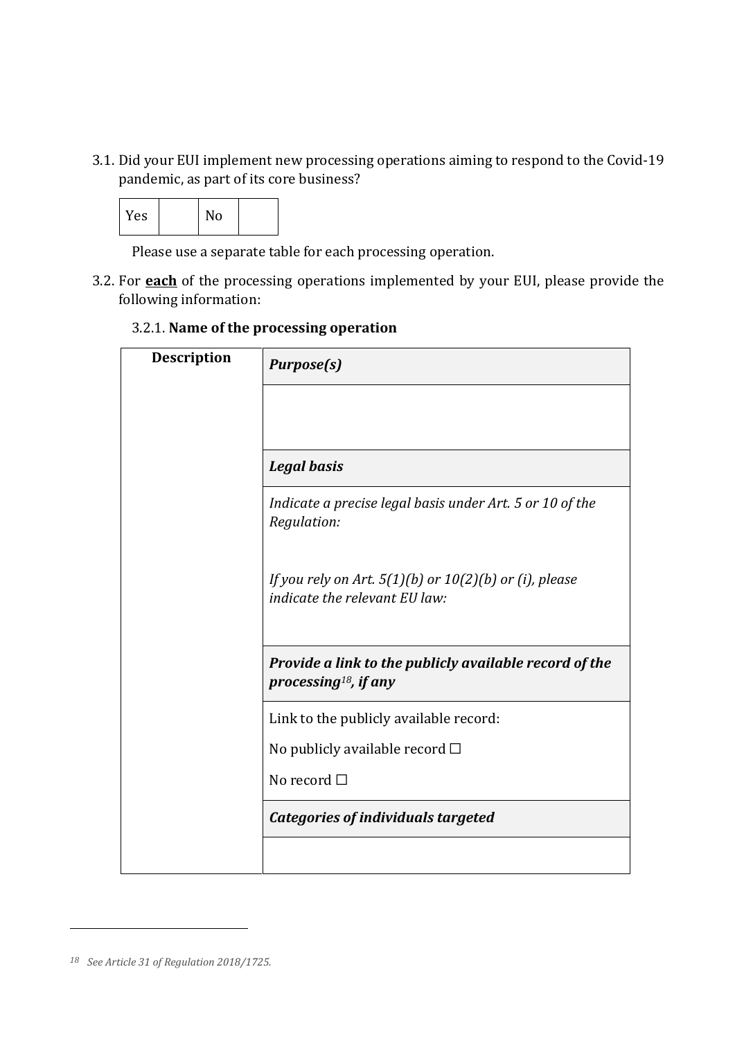3.1. Did your EUI implement new processing operations aiming to respond to the Covid-19 pandemic, as part of its core business?

| Yes | | No | |
|---|---|---|---|

Please use a separate table for each processing operation.

3.2. For **each** of the processing operations implemented by your EUI, please provide the following information:

3.2.1. **Name of the processing operation**

| Description | ***Purpose(s)*** |
|---|---|
| | |
| | ***Legal basis*** |
| | *Indicate a precise legal basis under Art. 5 or 10 of the Regulation:*<br><br>*If you rely on Art. 5(1)(b) or 10(2)(b) or (i), please indicate the relevant EU law:* |
| | ***Provide a link to the publicly available record of the processing[18], if any*** |
| | Link to the publicly available record:<br>No publicly available record ☐<br>No record ☐ |
| | ***Categories of individuals targeted*** |
| | |

*[18] See Article 31 of Regulation 2018/1725.*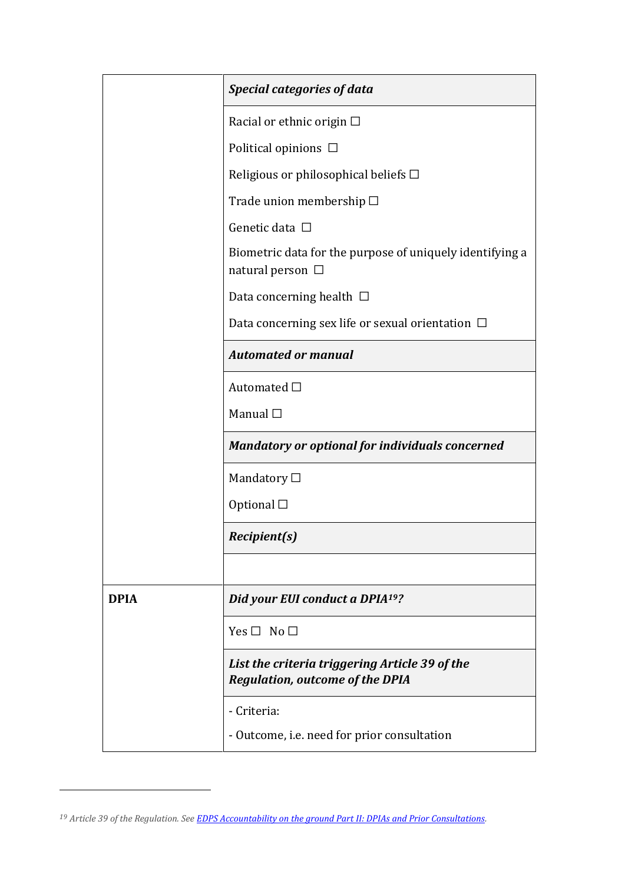| | |
|---|---|
| | ***Special categories of data*** |
| | Racial or ethnic origin ☐<br><br>Political opinions ☐<br><br>Religious or philosophical beliefs ☐<br><br>Trade union membership ☐<br><br>Genetic data ☐<br><br>Biometric data for the purpose of uniquely identifying a natural person ☐<br><br>Data concerning health ☐<br><br>Data concerning sex life or sexual orientation ☐ |
| | ***Automated or manual*** |
| | Automated ☐<br><br>Manual ☐ |
| | ***Mandatory or optional for individuals concerned*** |
| | Mandatory ☐<br><br>Optional ☐ |
| | ***Recipient(s)*** |
| | |
| **DPIA** | ***Did your EUI conduct a DPIA[19]?*** |
| | Yes ☐ No ☐ |
| | ***List the criteria triggering Article 39 of the Regulation, outcome of the DPIA*** |
| | - Criteria:<br><br>- Outcome, i.e. need for prior consultation |

[19] *Article 39 of the Regulation. See* [EDPS Accountability on the ground Part II: DPIAs and Prior Consultations](#).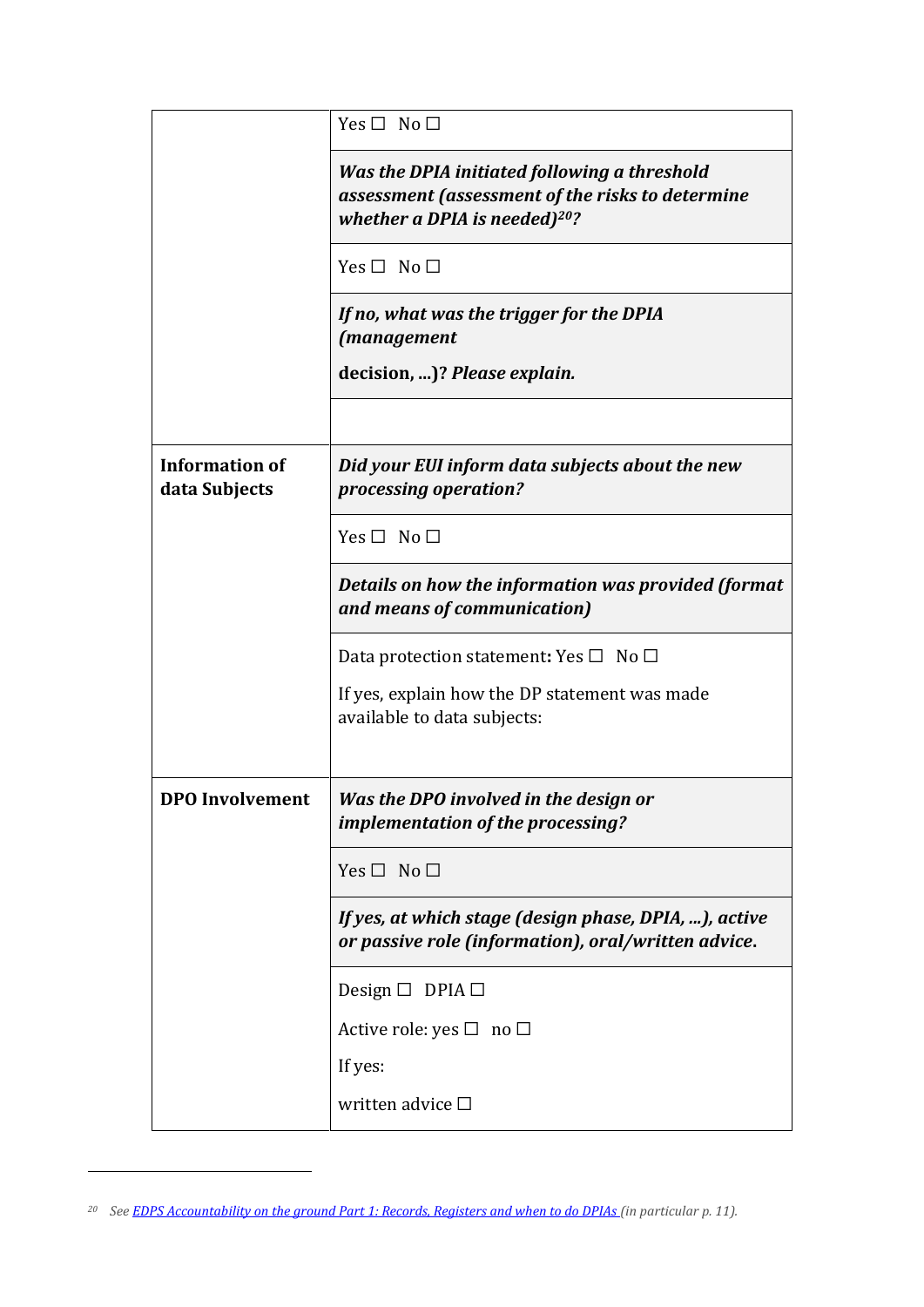| | |
|---|---|
| | Yes ☐ No ☐ |
| | ***Was the DPIA initiated following a threshold assessment (assessment of the risks to determine whether a DPIA is needed)[20]?*** |
| | Yes ☐ No ☐ |
| | ***If no, what was the trigger for the DPIA (management*** <br> **decision, ...)?** ***Please explain.*** |
| | |
| **Information of data Subjects** | ***Did your EUI inform data subjects about the new processing operation?*** |
| | Yes ☐ No ☐ |
| | ***Details on how the information was provided (format and means of communication)*** |
| | Data protection statement: Yes ☐ No ☐ <br> If yes, explain how the DP statement was made available to data subjects: |
| **DPO Involvement** | ***Was the DPO involved in the design or implementation of the processing?*** |
| | Yes ☐ No ☐ |
| | ***If yes, at which stage (design phase, DPIA, ...), active or passive role (information), oral/written advice.*** |
| | Design ☐ DPIA ☐ <br> Active role: yes ☐ no ☐ <br> If yes: <br> written advice ☐ |

[20] *See* [EDPS Accountability on the ground Part 1: Records, Registers and when to do DPIAs](#) *(in particular p. 11).*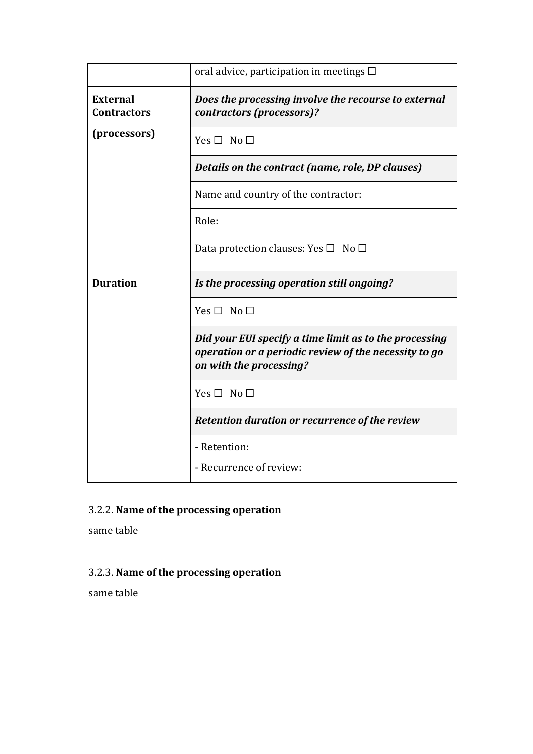| | |
|---|---|
| | oral advice, participation in meetings ☐ |
| **External Contractors (processors)** | ***Does the processing involve the recourse to external contractors (processors)?*** |
| | Yes ☐ No ☐ |
| | ***Details on the contract (name, role, DP clauses)*** |
| | Name and country of the contractor: |
| | Role: |
| | Data protection clauses: Yes ☐ No ☐ |
| **Duration** | ***Is the processing operation still ongoing?*** |
| | Yes ☐ No ☐ |
| | ***Did your EUI specify a time limit as to the processing operation or a periodic review of the necessity to go on with the processing?*** |
| | Yes ☐ No ☐ |
| | ***Retention duration or recurrence of the review*** |
| | - Retention:<br>- Recurrence of review: |

### 3.2.2. **Name of the processing operation**

same table

### 3.2.3. **Name of the processing operation**

same table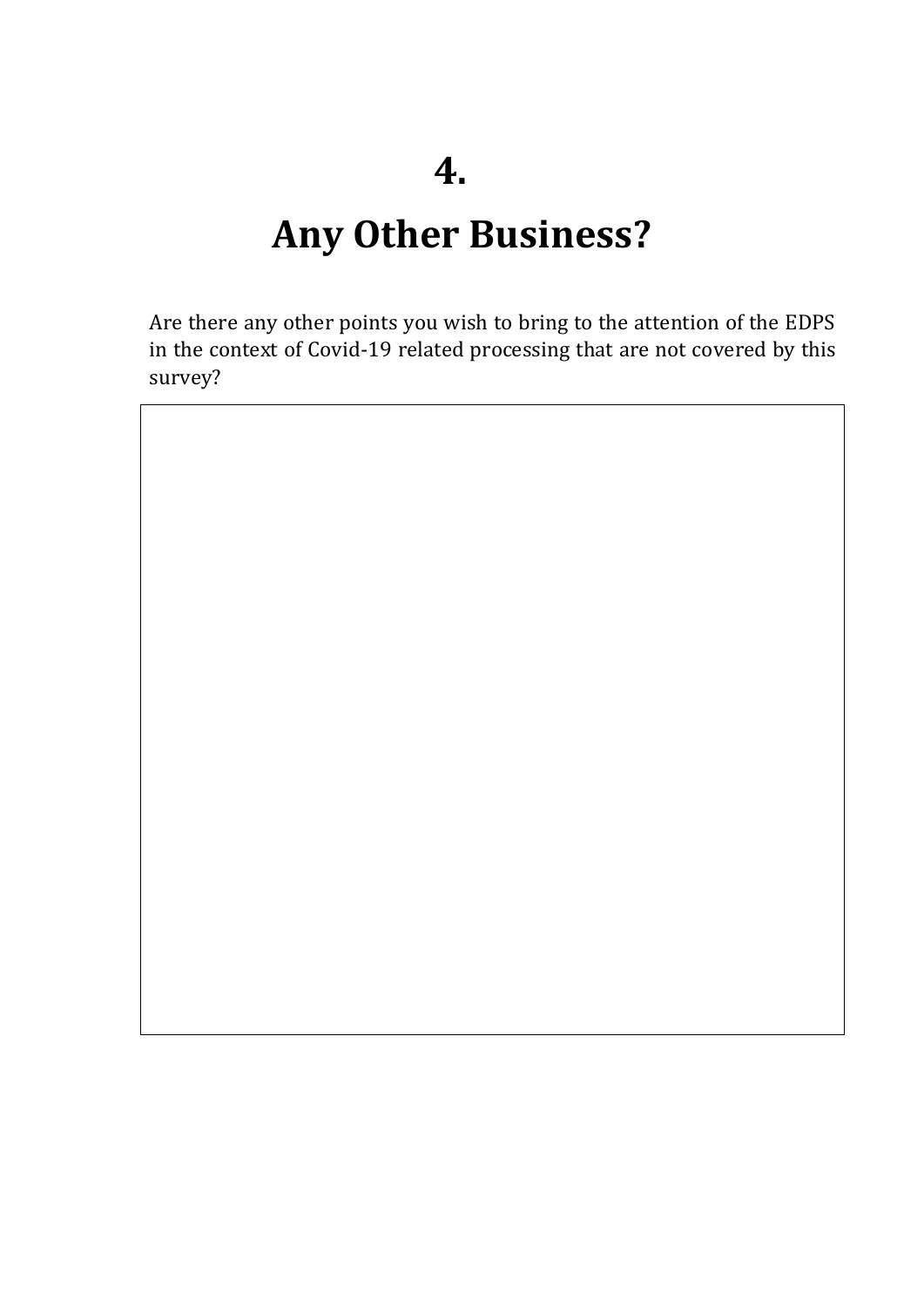# 4.

# Any Other Business?

Are there any other points you wish to bring to the attention of the EDPS in the context of Covid-19 related processing that are not covered by this survey?

| |
|---|
| |